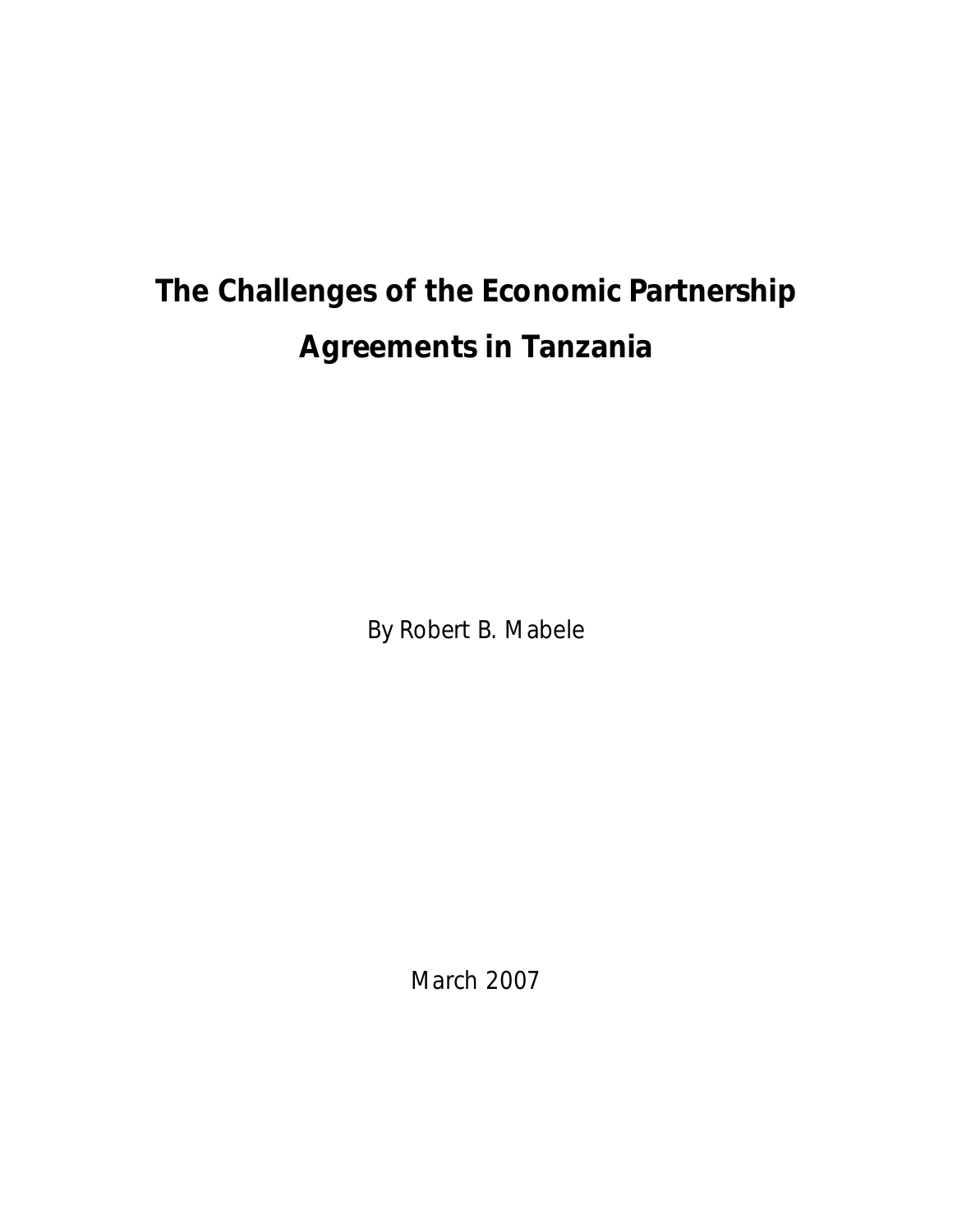# The Challenges of the Economic Partnership Agreements in Tanzania

By Robert B. Mabele

March 2007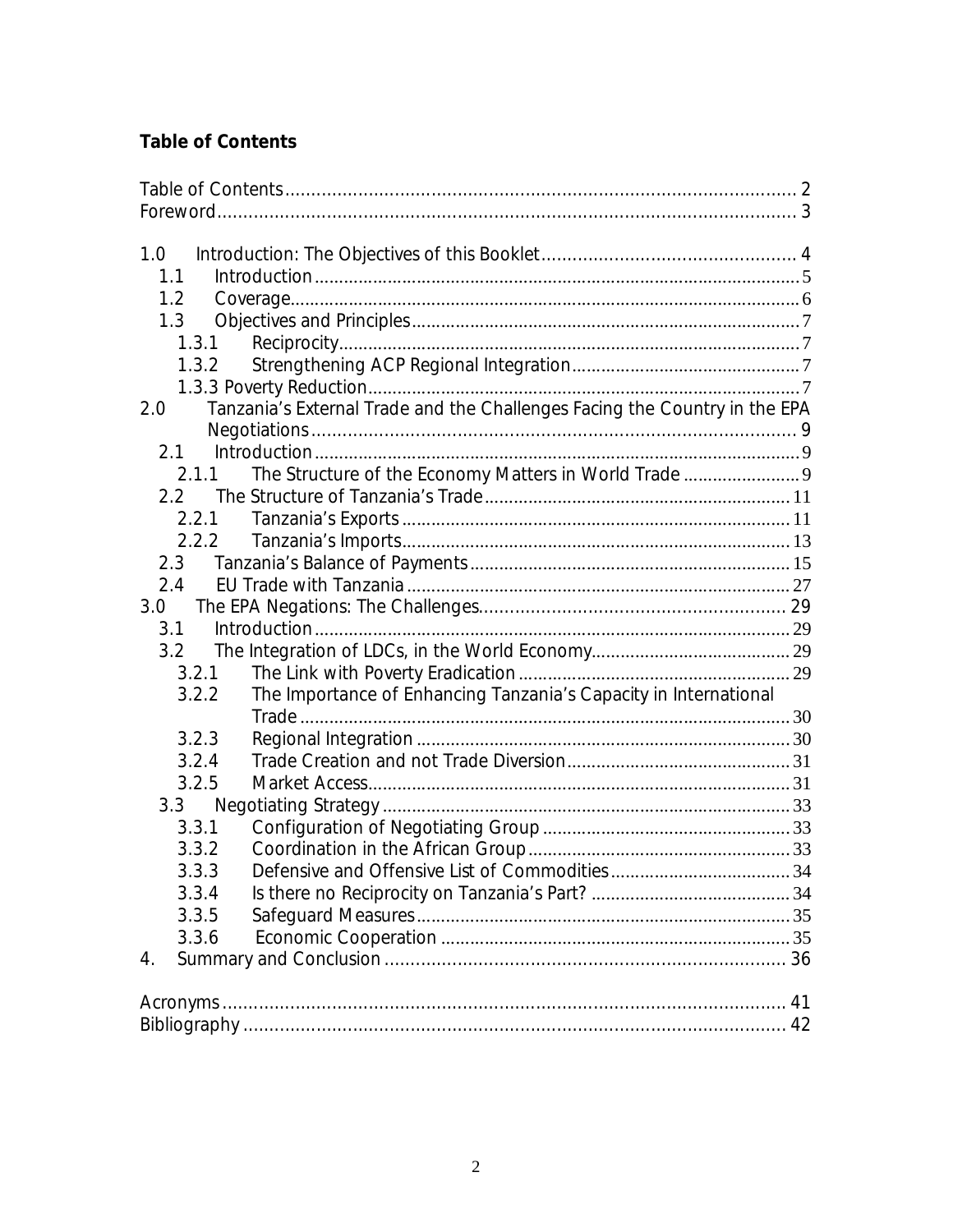**Table of Contents**

Table of Contents .................................................................................................. 2
Foreword .............................................................................................................. 3

1.0 Introduction: The Objectives of this Booklet ................................................ 4
  1.1 Introduction .................................................................................................. 5
  1.2 Coverage ....................................................................................................... 6
  1.3 Objectives and Principles .............................................................................. 7
    1.3.1 Reciprocity ............................................................................................. 7
    1.3.2 Strengthening ACP Regional Integration .............................................. 7
    1.3.3 Poverty Reduction ................................................................................... 7
2.0 Tanzania's External Trade and the Challenges Facing the Country in the EPA Negotiations ............................................................................................... 9
  2.1 Introduction .................................................................................................. 9
    2.1.1 The Structure of the Economy Matters in World Trade ........................ 9
  2.2 The Structure of Tanzania's Trade ............................................................... 11
    2.2.1 Tanzania's Exports ............................................................................... 11
    2.2.2 Tanzania's Imports ............................................................................... 13
  2.3 Tanzania's Balance of Payments ................................................................. 15
  2.4 EU Trade with Tanzania ............................................................................. 27
3.0 The EPA Negations: The Challenges ........................................................... 29
  3.1 Introduction ................................................................................................ 29
  3.2 The Integration of LDCs, in the World Economy ........................................ 29
    3.2.1 The Link with Poverty Eradication ....................................................... 29
    3.2.2 The Importance of Enhancing Tanzania's Capacity in International Trade .................................................................................................... 30
    3.2.3 Regional Integration ............................................................................ 30
    3.2.4 Trade Creation and not Trade Diversion ............................................. 31
    3.2.5 Market Access ...................................................................................... 31
  3.3 Negotiating Strategy ................................................................................... 33
    3.3.1 Configuration of Negotiating Group .................................................... 33
    3.3.2 Coordination in the African Group ...................................................... 33
    3.3.3 Defensive and Offensive List of Commodities ..................................... 34
    3.3.4 Is there no Reciprocity on Tanzania's Part? ......................................... 34
    3.3.5 Safeguard Measures ............................................................................ 35
    3.3.6 Economic Cooperation ........................................................................ 35
4. Summary and Conclusion ............................................................................. 36

Acronyms ........................................................................................................... 41
Bibliography ....................................................................................................... 42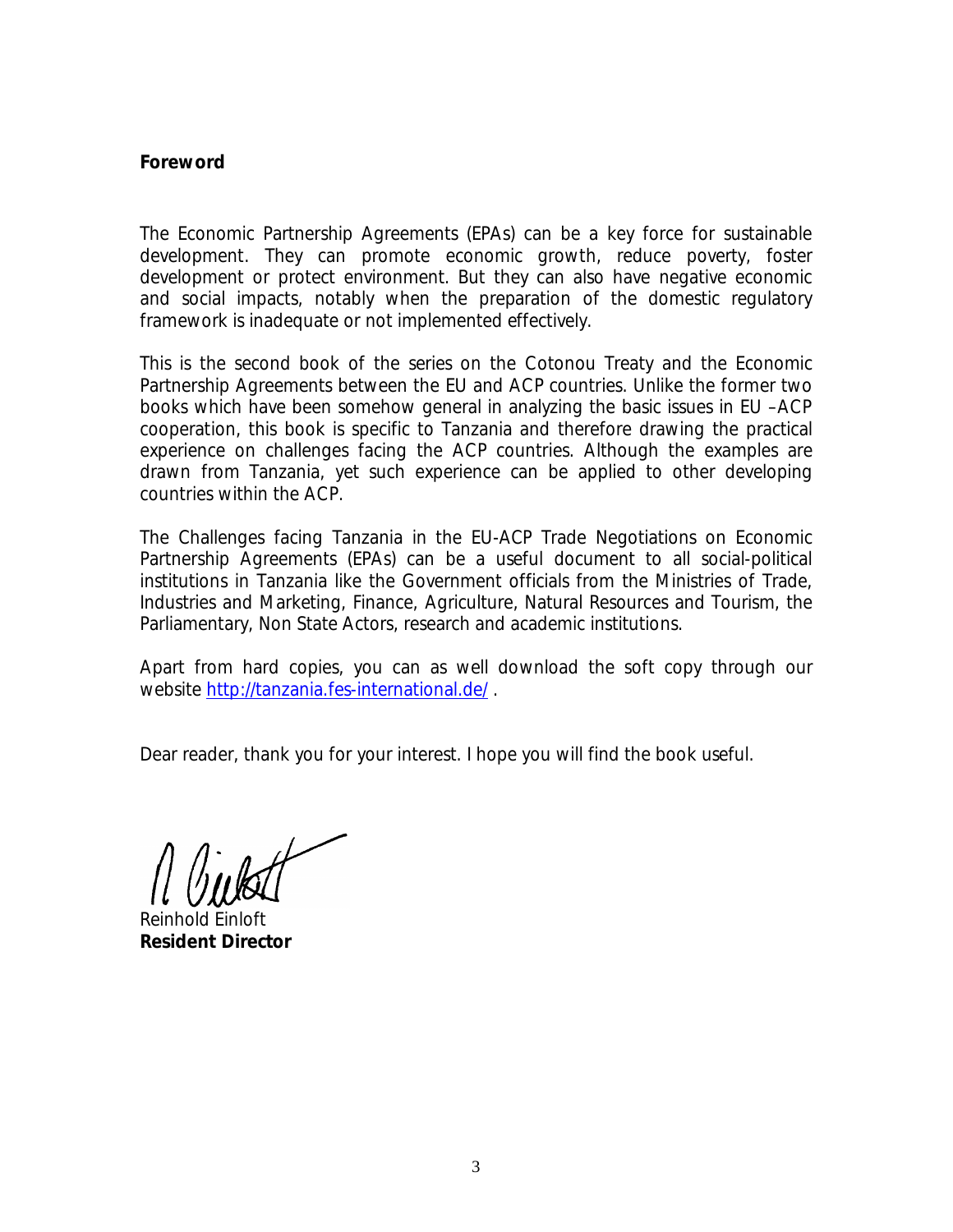**Foreword**

The Economic Partnership Agreements (EPAs) can be a key force for sustainable development. They can promote economic growth, reduce poverty, foster development or protect environment. But they can also have negative economic and social impacts, notably when the preparation of the domestic regulatory framework is inadequate or not implemented effectively.

This is the second book of the series on the Cotonou Treaty and the Economic Partnership Agreements between the EU and ACP countries. Unlike the former two books which have been somehow general in analyzing the basic issues in EU –ACP cooperation, this book is specific to Tanzania and therefore drawing the practical experience on challenges facing the ACP countries. Although the examples are drawn from Tanzania, yet such experience can be applied to other developing countries within the ACP.

The Challenges facing Tanzania in the EU-ACP Trade Negotiations on Economic Partnership Agreements (EPAs) can be a useful document to all social-political institutions in Tanzania like the Government officials from the Ministries of Trade, Industries and Marketing, Finance, Agriculture, Natural Resources and Tourism, the Parliamentary, Non State Actors, research and academic institutions.

Apart from hard copies, you can as well download the soft copy through our website http://tanzania.fes-international.de/ .

Dear reader, thank you for your interest. I hope you will find the book useful.

Reinhold Einloft
**Resident Director**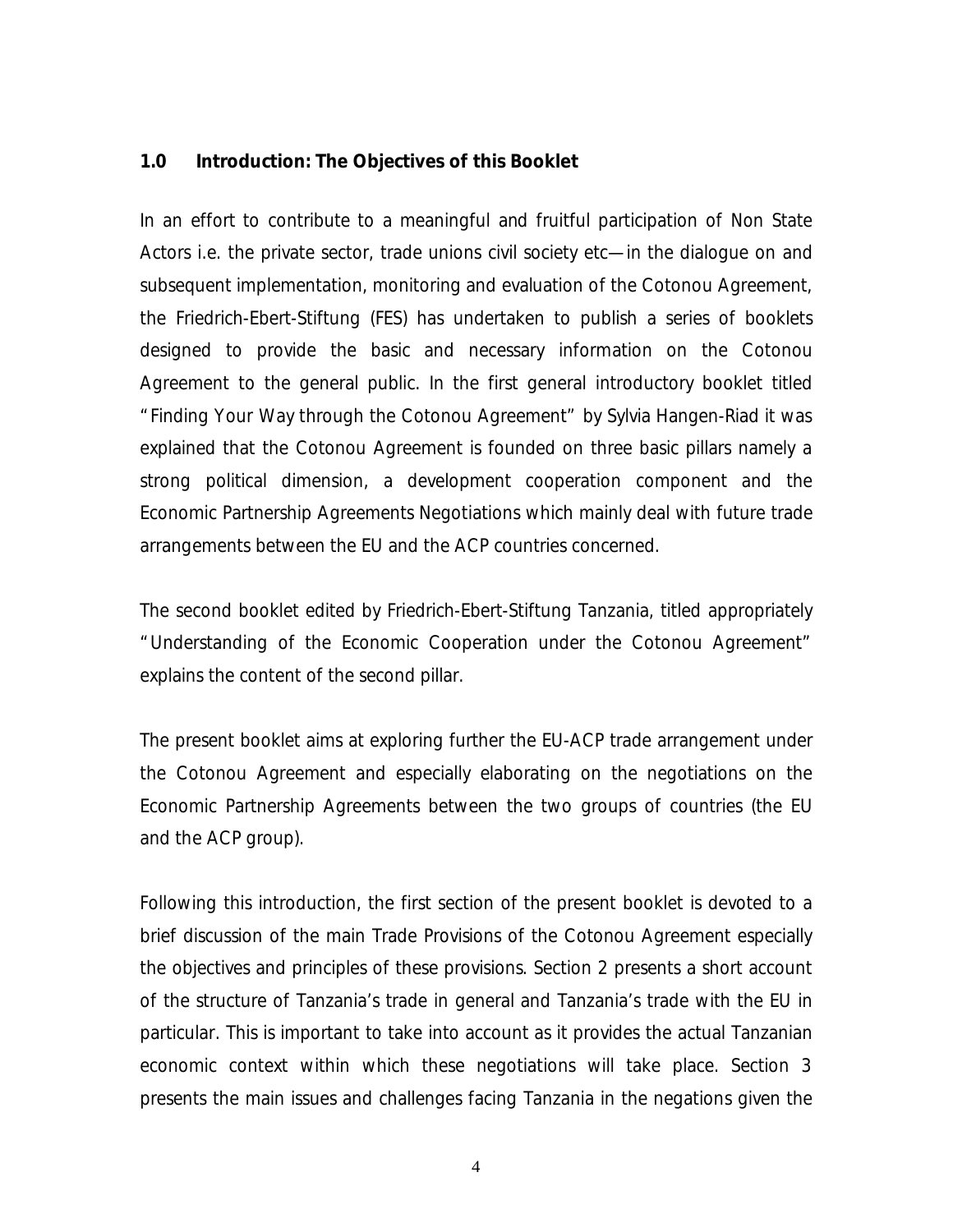## 1.0 Introduction: The Objectives of this Booklet

In an effort to contribute to a meaningful and fruitful participation of Non State Actors i.e. the private sector, trade unions civil society etc—in the dialogue on and subsequent implementation, monitoring and evaluation of the Cotonou Agreement, the Friedrich-Ebert-Stiftung (FES) has undertaken to publish a series of booklets designed to provide the basic and necessary information on the Cotonou Agreement to the general public. In the first general introductory booklet titled "Finding Your Way through the Cotonou Agreement" by Sylvia Hangen-Riad it was explained that the Cotonou Agreement is founded on three basic pillars namely a strong political dimension, a development cooperation component and the Economic Partnership Agreements Negotiations which mainly deal with future trade arrangements between the EU and the ACP countries concerned.

The second booklet edited by Friedrich-Ebert-Stiftung Tanzania, titled appropriately "Understanding of the Economic Cooperation under the Cotonou Agreement" explains the content of the second pillar.

The present booklet aims at exploring further the EU-ACP trade arrangement under the Cotonou Agreement and especially elaborating on the negotiations on the Economic Partnership Agreements between the two groups of countries (the EU and the ACP group).

Following this introduction, the first section of the present booklet is devoted to a brief discussion of the main Trade Provisions of the Cotonou Agreement especially the objectives and principles of these provisions. Section 2 presents a short account of the structure of Tanzania's trade in general and Tanzania's trade with the EU in particular. This is important to take into account as it provides the actual Tanzanian economic context within which these negotiations will take place. Section 3 presents the main issues and challenges facing Tanzania in the negations given the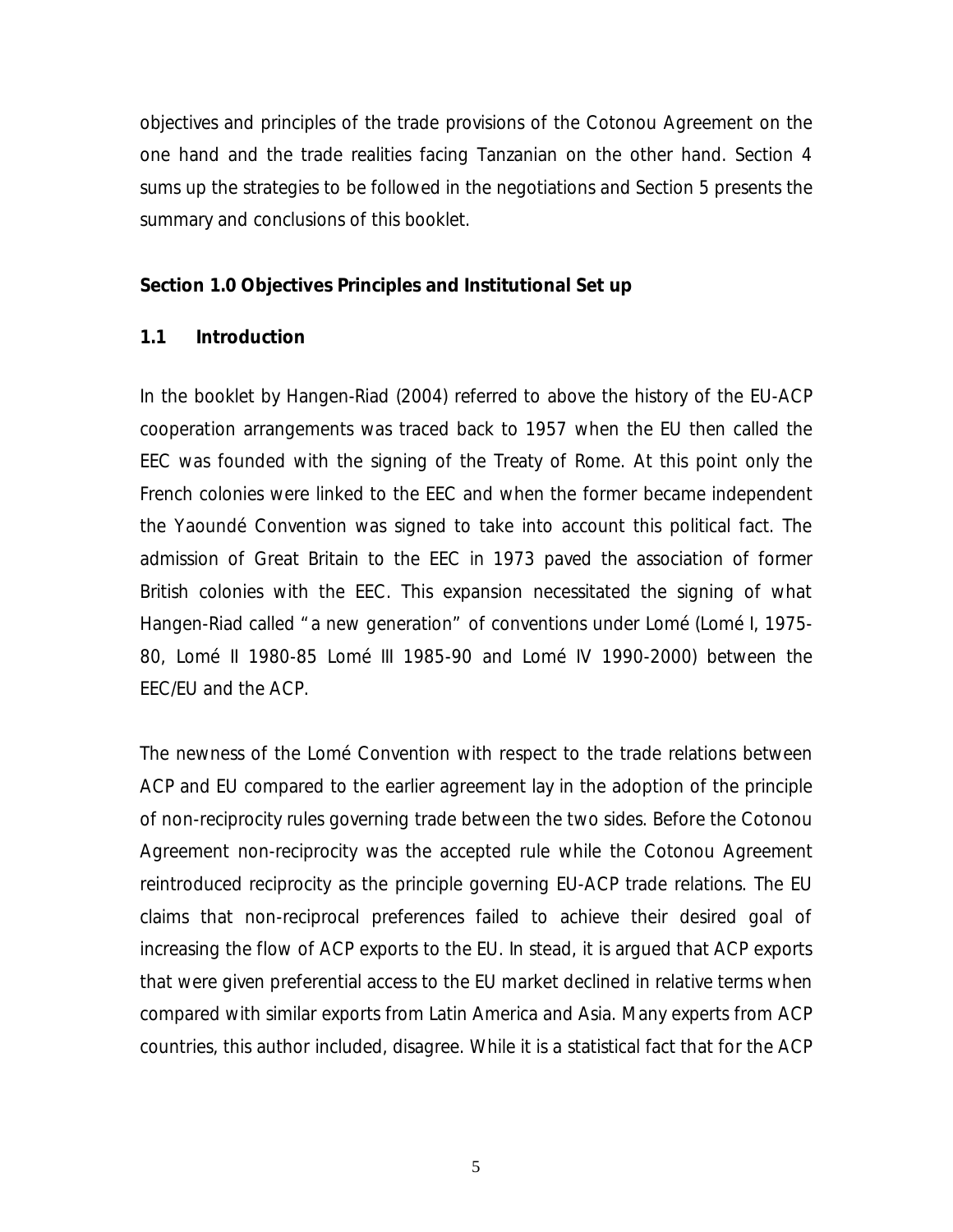objectives and principles of the trade provisions of the Cotonou Agreement on the one hand and the trade realities facing Tanzanian on the other hand. Section 4 sums up the strategies to be followed in the negotiations and Section 5 presents the summary and conclusions of this booklet.

## Section 1.0 Objectives Principles and Institutional Set up

### 1.1 Introduction

In the booklet by Hangen-Riad (2004) referred to above the history of the EU-ACP cooperation arrangements was traced back to 1957 when the EU then called the EEC was founded with the signing of the Treaty of Rome. At this point only the French colonies were linked to the EEC and when the former became independent the Yaoundé Convention was signed to take into account this political fact. The admission of Great Britain to the EEC in 1973 paved the association of former British colonies with the EEC. This expansion necessitated the signing of what Hangen-Riad called "a new generation" of conventions under Lomé (Lomé I, 1975-80, Lomé II 1980-85 Lomé III 1985-90 and Lomé IV 1990-2000) between the EEC/EU and the ACP.

The newness of the Lomé Convention with respect to the trade relations between ACP and EU compared to the earlier agreement lay in the adoption of the principle of non-reciprocity rules governing trade between the two sides. Before the Cotonou Agreement non-reciprocity was the accepted rule while the Cotonou Agreement reintroduced reciprocity as the principle governing EU-ACP trade relations. The EU claims that non-reciprocal preferences failed to achieve their desired goal of increasing the flow of ACP exports to the EU. In stead, it is argued that ACP exports that were given preferential access to the EU market declined in relative terms when compared with similar exports from Latin America and Asia. Many experts from ACP countries, this author included, disagree. While it is a statistical fact that for the ACP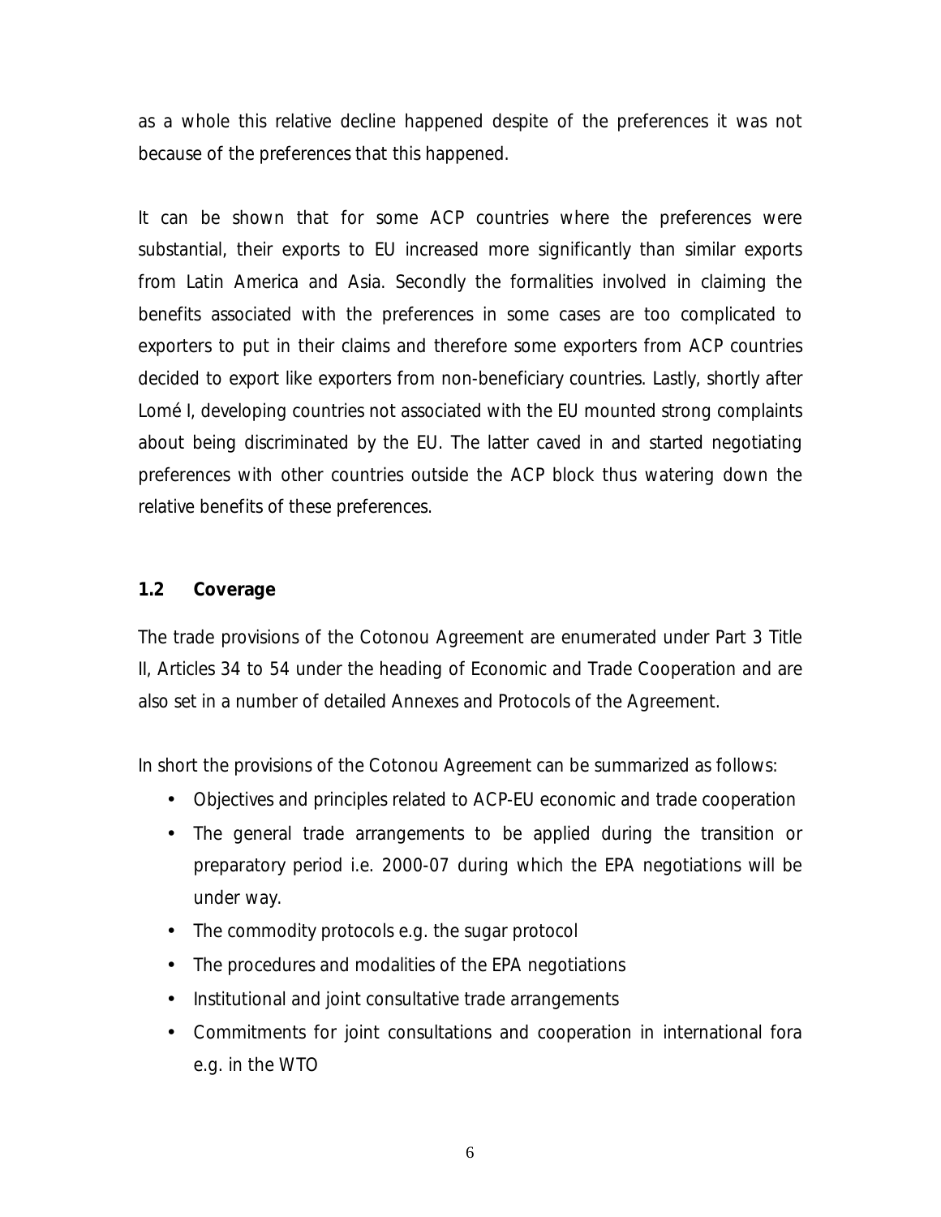as a whole this relative decline happened despite of the preferences it was not because of the preferences that this happened.

It can be shown that for some ACP countries where the preferences were substantial, their exports to EU increased more significantly than similar exports from Latin America and Asia. Secondly the formalities involved in claiming the benefits associated with the preferences in some cases are too complicated to exporters to put in their claims and therefore some exporters from ACP countries decided to export like exporters from non-beneficiary countries. Lastly, shortly after Lomé I, developing countries not associated with the EU mounted strong complaints about being discriminated by the EU. The latter caved in and started negotiating preferences with other countries outside the ACP block thus watering down the relative benefits of these preferences.

### 1.2 Coverage

The trade provisions of the Cotonou Agreement are enumerated under Part 3 Title II, Articles 34 to 54 under the heading of Economic and Trade Cooperation and are also set in a number of detailed Annexes and Protocols of the Agreement.

In short the provisions of the Cotonou Agreement can be summarized as follows:

- Objectives and principles related to ACP-EU economic and trade cooperation
- The general trade arrangements to be applied during the transition or preparatory period i.e. 2000-07 during which the EPA negotiations will be under way.
- The commodity protocols e.g. the sugar protocol
- The procedures and modalities of the EPA negotiations
- Institutional and joint consultative trade arrangements
- Commitments for joint consultations and cooperation in international fora e.g. in the WTO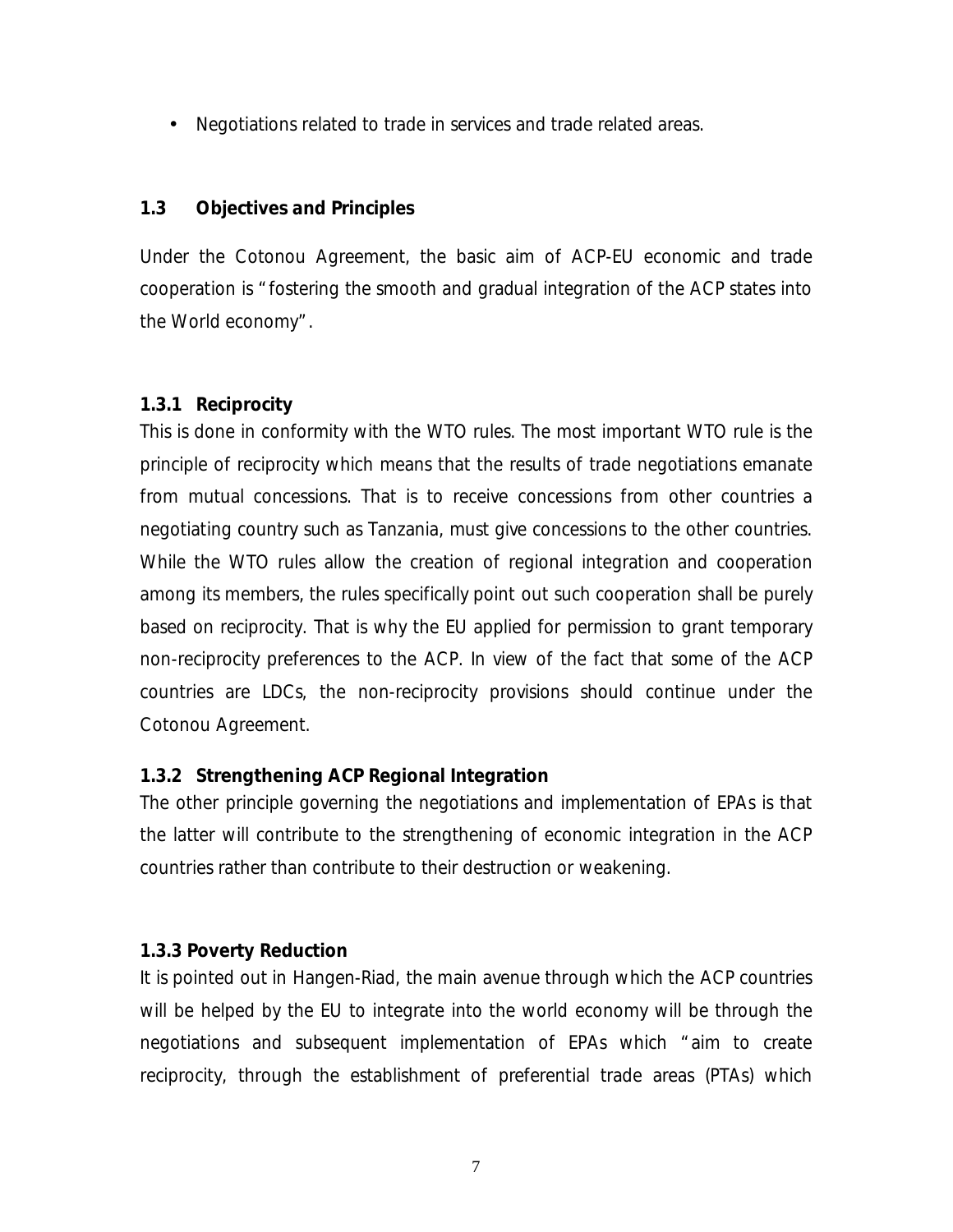- Negotiations related to trade in services and trade related areas.

## 1.3 Objectives and Principles

Under the Cotonou Agreement, the basic aim of ACP-EU economic and trade cooperation is "fostering the smooth and gradual integration of the ACP states into the World economy".

### 1.3.1 Reciprocity

This is done in conformity with the WTO rules. The most important WTO rule is the principle of reciprocity which means that the results of trade negotiations emanate from mutual concessions. That is to receive concessions from other countries a negotiating country such as Tanzania, must give concessions to the other countries. While the WTO rules allow the creation of regional integration and cooperation among its members, the rules specifically point out such cooperation shall be purely based on reciprocity. That is why the EU applied for permission to grant temporary non-reciprocity preferences to the ACP. In view of the fact that some of the ACP countries are LDCs, the non-reciprocity provisions should continue under the Cotonou Agreement.

### 1.3.2 Strengthening ACP Regional Integration

The other principle governing the negotiations and implementation of EPAs is that the latter will contribute to the strengthening of economic integration in the ACP countries rather than contribute to their destruction or weakening.

### 1.3.3 Poverty Reduction

It is pointed out in Hangen-Riad, the main avenue through which the ACP countries will be helped by the EU to integrate into the world economy will be through the negotiations and subsequent implementation of EPAs which "aim to create reciprocity, through the establishment of preferential trade areas (PTAs) which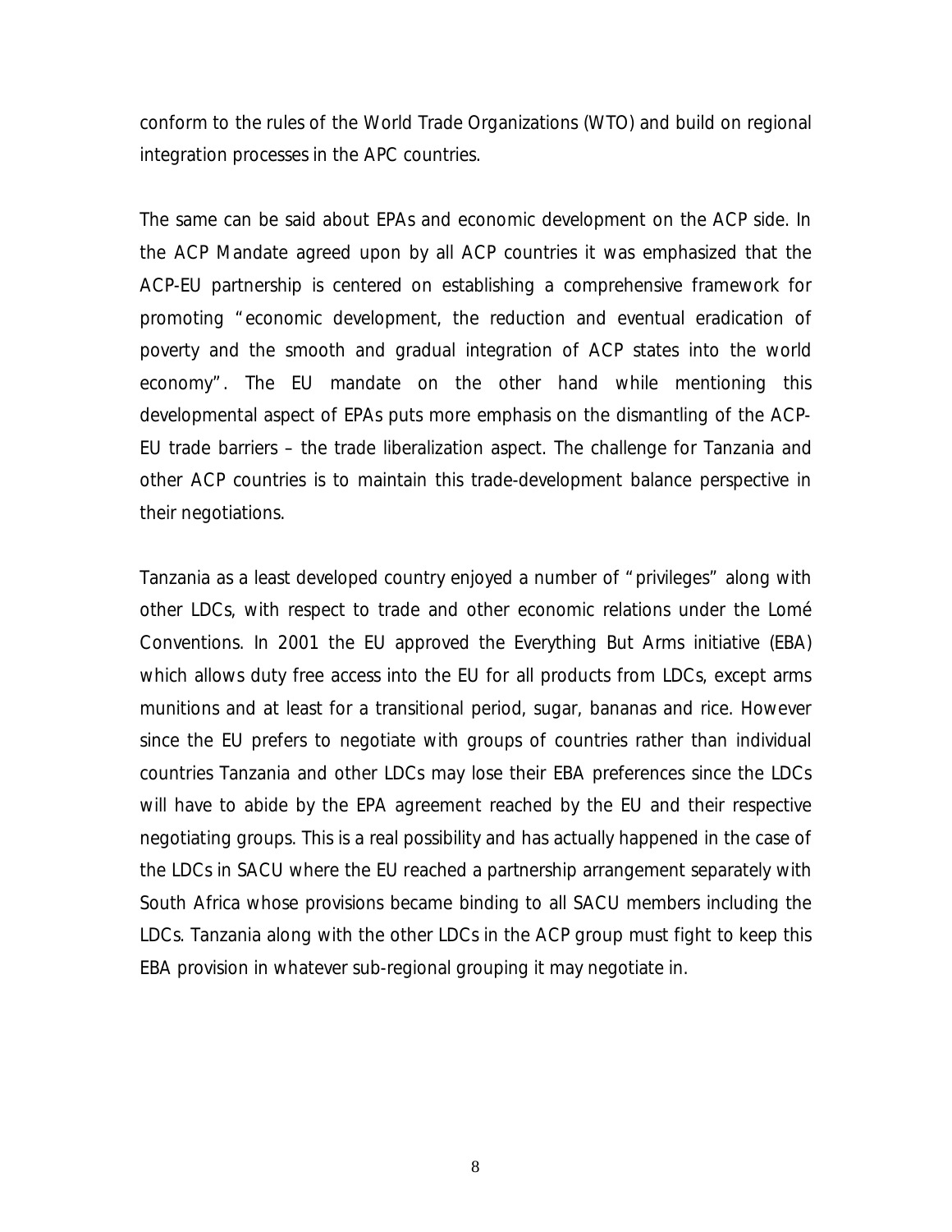conform to the rules of the World Trade Organizations (WTO) and build on regional integration processes in the APC countries.

The same can be said about EPAs and economic development on the ACP side. In the ACP Mandate agreed upon by all ACP countries it was emphasized that the ACP-EU partnership is centered on establishing a comprehensive framework for promoting "economic development, the reduction and eventual eradication of poverty and the smooth and gradual integration of ACP states into the world economy". The EU mandate on the other hand while mentioning this developmental aspect of EPAs puts more emphasis on the dismantling of the ACP-EU trade barriers – the trade liberalization aspect. The challenge for Tanzania and other ACP countries is to maintain this trade-development balance perspective in their negotiations.

Tanzania as a least developed country enjoyed a number of "privileges" along with other LDCs, with respect to trade and other economic relations under the Lomé Conventions. In 2001 the EU approved the Everything But Arms initiative (EBA) which allows duty free access into the EU for all products from LDCs, except arms munitions and at least for a transitional period, sugar, bananas and rice. However since the EU prefers to negotiate with groups of countries rather than individual countries Tanzania and other LDCs may lose their EBA preferences since the LDCs will have to abide by the EPA agreement reached by the EU and their respective negotiating groups. This is a real possibility and has actually happened in the case of the LDCs in SACU where the EU reached a partnership arrangement separately with South Africa whose provisions became binding to all SACU members including the LDCs. Tanzania along with the other LDCs in the ACP group must fight to keep this EBA provision in whatever sub-regional grouping it may negotiate in.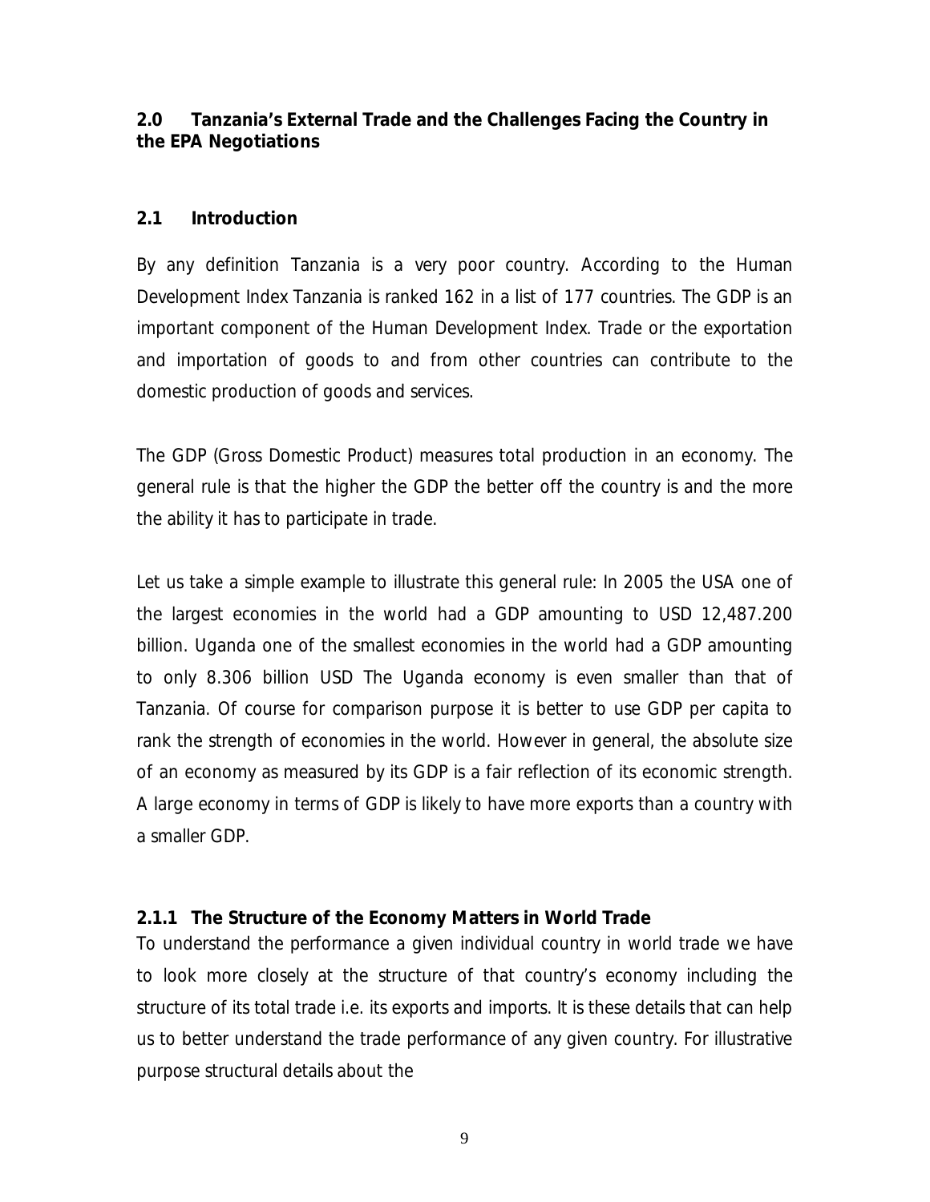## 2.0 Tanzania's External Trade and the Challenges Facing the Country in the EPA Negotiations

### 2.1 Introduction

By any definition Tanzania is a very poor country. According to the Human Development Index Tanzania is ranked 162 in a list of 177 countries. The GDP is an important component of the Human Development Index. Trade or the exportation and importation of goods to and from other countries can contribute to the domestic production of goods and services.

The GDP (Gross Domestic Product) measures total production in an economy. The general rule is that the higher the GDP the better off the country is and the more the ability it has to participate in trade.

Let us take a simple example to illustrate this general rule: In 2005 the USA one of the largest economies in the world had a GDP amounting to USD 12,487.200 billion. Uganda one of the smallest economies in the world had a GDP amounting to only 8.306 billion USD The Uganda economy is even smaller than that of Tanzania. Of course for comparison purpose it is better to use GDP per capita to rank the strength of economies in the world. However in general, the absolute size of an economy as measured by its GDP is a fair reflection of its economic strength. A large economy in terms of GDP is likely to have more exports than a country with a smaller GDP.

#### 2.1.1 The Structure of the Economy Matters in World Trade

To understand the performance a given individual country in world trade we have to look more closely at the structure of that country's economy including the structure of its total trade i.e. its exports and imports. It is these details that can help us to better understand the trade performance of any given country. For illustrative purpose structural details about the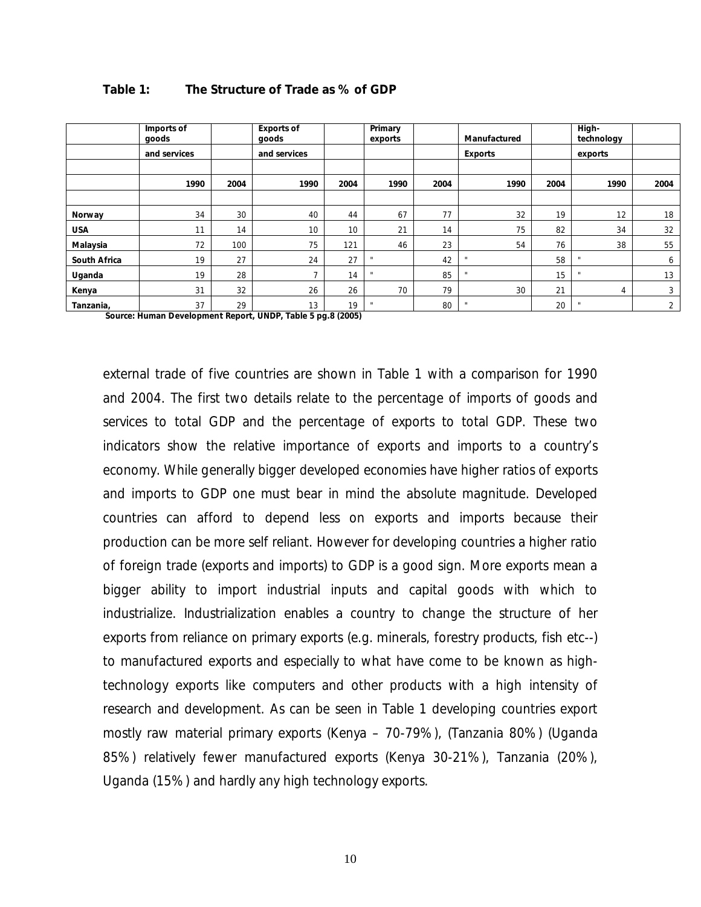**Table 1: The Structure of Trade as % of GDP**

| | Imports of goods and services | | Exports of goods and services | | Primary exports | | Manufactured Exports | | High-technology exports | |
|---|---|---|---|---|---|---|---|---|---|---|
| | 1990 | 2004 | 1990 | 2004 | 1990 | 2004 | 1990 | 2004 | 1990 | 2004 |
| **Norway** | 34 | 30 | 40 | 44 | 67 | 77 | 32 | 19 | 12 | 18 |
| **USA** | 11 | 14 | 10 | 10 | 21 | 14 | 75 | 82 | 34 | 32 |
| **Malaysia** | 72 | 100 | 75 | 121 | 46 | 23 | 54 | 76 | 38 | 55 |
| **South Africa** | 19 | 27 | 24 | 27 | " | 42 | " | 58 | " | 6 |
| **Uganda** | 19 | 28 | 7 | 14 | " | 85 | " | 15 | " | 13 |
| **Kenya** | 31 | 32 | 26 | 26 | 70 | 79 | 30 | 21 | 4 | 3 |
| **Tanzania,** | 37 | 29 | 13 | 19 | " | 80 | " | 20 | " | 2 |

**Source: Human Development Report, UNDP, Table 5 pg.8 (2005)**

external trade of five countries are shown in Table 1 with a comparison for 1990 and 2004. The first two details relate to the percentage of imports of goods and services to total GDP and the percentage of exports to total GDP. These two indicators show the relative importance of exports and imports to a country's economy. While generally bigger developed economies have higher ratios of exports and imports to GDP one must bear in mind the absolute magnitude. Developed countries can afford to depend less on exports and imports because their production can be more self reliant. However for developing countries a higher ratio of foreign trade (exports and imports) to GDP is a good sign. More exports mean a bigger ability to import industrial inputs and capital goods with which to industrialize. Industrialization enables a country to change the structure of her exports from reliance on primary exports (e.g. minerals, forestry products, fish etc--) to manufactured exports and especially to what have come to be known as high-technology exports like computers and other products with a high intensity of research and development. As can be seen in Table 1 developing countries export mostly raw material primary exports (Kenya – 70-79%), (Tanzania 80%) (Uganda 85%) relatively fewer manufactured exports (Kenya 30-21%), Tanzania (20%), Uganda (15%) and hardly any high technology exports.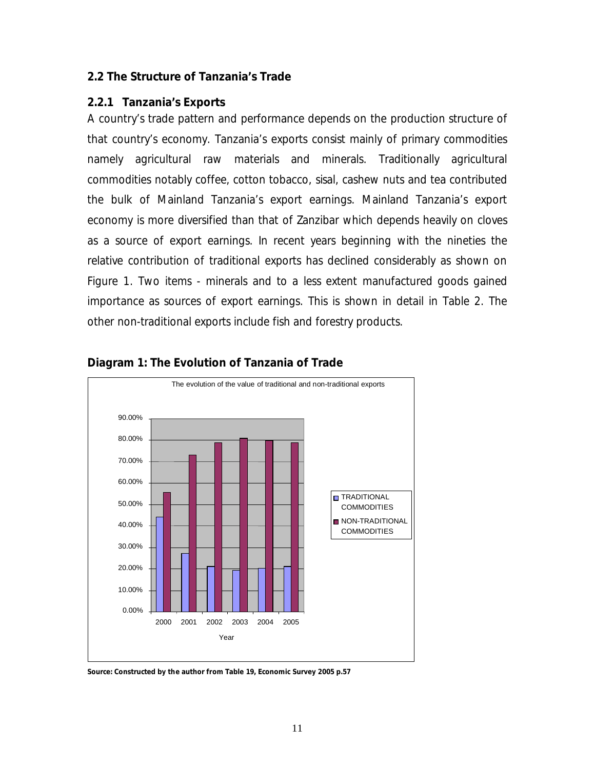## 2.2 The Structure of Tanzania's Trade

### 2.2.1 Tanzania's Exports

A country's trade pattern and performance depends on the production structure of that country's economy. Tanzania's exports consist mainly of primary commodities namely agricultural raw materials and minerals. Traditionally agricultural commodities notably coffee, cotton tobacco, sisal, cashew nuts and tea contributed the bulk of Mainland Tanzania's export earnings. Mainland Tanzania's export economy is more diversified than that of Zanzibar which depends heavily on cloves as a source of export earnings. In recent years beginning with the nineties the relative contribution of traditional exports has declined considerably as shown on Figure 1. Two items - minerals and to a less extent manufactured goods gained importance as sources of export earnings. This is shown in detail in Table 2. The other non-traditional exports include fish and forestry products.

**Diagram 1: The Evolution of Tanzania of Trade**

The evolution of the value of traditional and non-traditional exports

**Source: Constructed by the author from Table 19, Economic Survey 2005 p.57**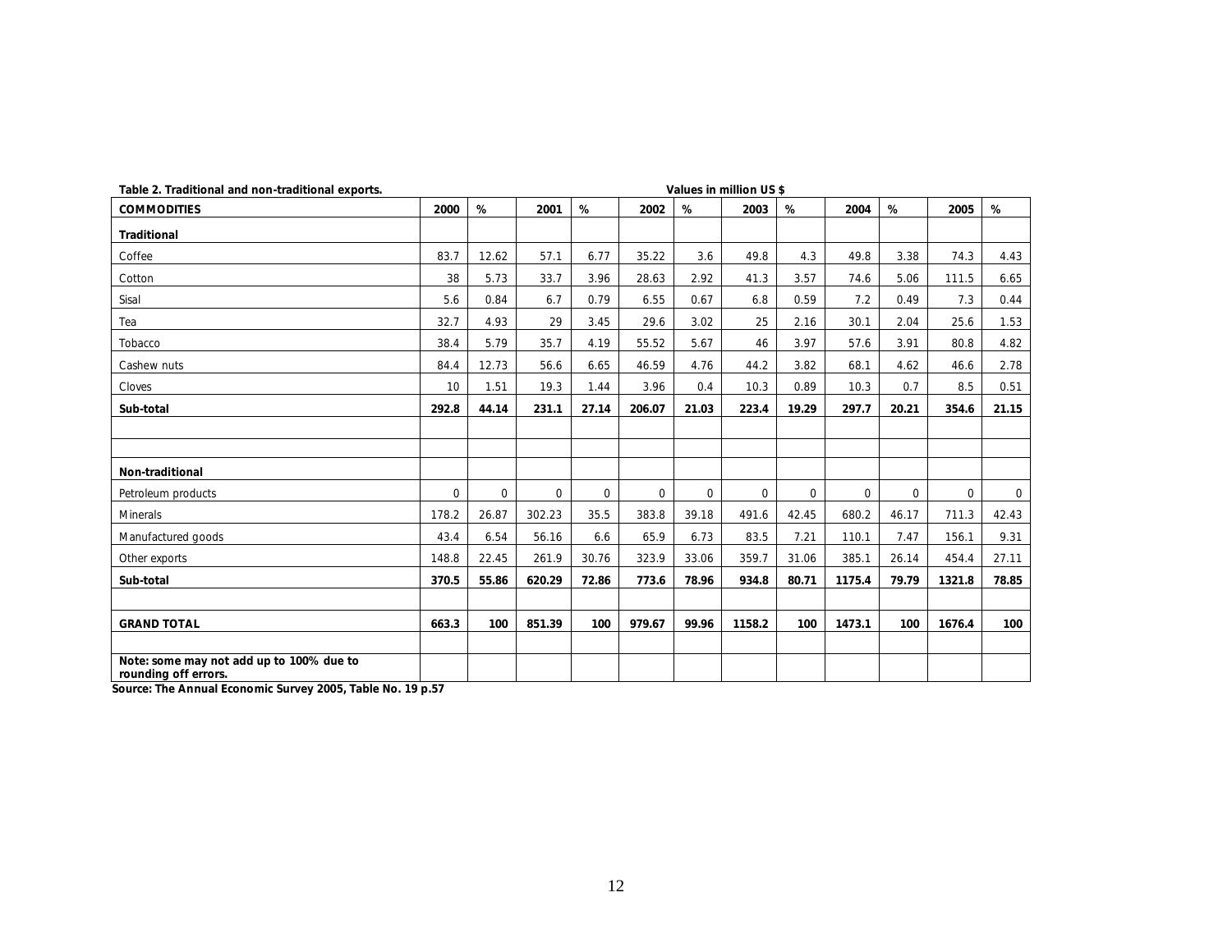**Table 2. Traditional and non-traditional exports.** **Values in million US $**

| COMMODITIES | 2000 | % | 2001 | % | 2002 | % | 2003 | % | 2004 | % | 2005 | % |
|---|---|---|---|---|---|---|---|---|---|---|---|---|
| **Traditional** | | | | | | | | | | | | |
| Coffee | 83.7 | 12.62 | 57.1 | 6.77 | 35.22 | 3.6 | 49.8 | 4.3 | 49.8 | 3.38 | 74.3 | 4.43 |
| Cotton | 38 | 5.73 | 33.7 | 3.96 | 28.63 | 2.92 | 41.3 | 3.57 | 74.6 | 5.06 | 111.5 | 6.65 |
| Sisal | 5.6 | 0.84 | 6.7 | 0.79 | 6.55 | 0.67 | 6.8 | 0.59 | 7.2 | 0.49 | 7.3 | 0.44 |
| Tea | 32.7 | 4.93 | 29 | 3.45 | 29.6 | 3.02 | 25 | 2.16 | 30.1 | 2.04 | 25.6 | 1.53 |
| Tobacco | 38.4 | 5.79 | 35.7 | 4.19 | 55.52 | 5.67 | 46 | 3.97 | 57.6 | 3.91 | 80.8 | 4.82 |
| Cashew nuts | 84.4 | 12.73 | 56.6 | 6.65 | 46.59 | 4.76 | 44.2 | 3.82 | 68.1 | 4.62 | 46.6 | 2.78 |
| Cloves | 10 | 1.51 | 19.3 | 1.44 | 3.96 | 0.4 | 10.3 | 0.89 | 10.3 | 0.7 | 8.5 | 0.51 |
| **Sub-total** | **292.8** | **44.14** | **231.1** | **27.14** | **206.07** | **21.03** | **223.4** | **19.29** | **297.7** | **20.21** | **354.6** | **21.15** |
| | | | | | | | | | | | | |
| | | | | | | | | | | | | |
| **Non-traditional** | | | | | | | | | | | | |
| Petroleum products | 0 | 0 | 0 | 0 | 0 | 0 | 0 | 0 | 0 | 0 | 0 | 0 |
| Minerals | 178.2 | 26.87 | 302.23 | 35.5 | 383.8 | 39.18 | 491.6 | 42.45 | 680.2 | 46.17 | 711.3 | 42.43 |
| Manufactured goods | 43.4 | 6.54 | 56.16 | 6.6 | 65.9 | 6.73 | 83.5 | 7.21 | 110.1 | 7.47 | 156.1 | 9.31 |
| Other exports | 148.8 | 22.45 | 261.9 | 30.76 | 323.9 | 33.06 | 359.7 | 31.06 | 385.1 | 26.14 | 454.4 | 27.11 |
| **Sub-total** | **370.5** | **55.86** | **620.29** | **72.86** | **773.6** | **78.96** | **934.8** | **80.71** | **1175.4** | **79.79** | **1321.8** | **78.85** |
| | | | | | | | | | | | | |
| **GRAND TOTAL** | **663.3** | **100** | **851.39** | **100** | **979.67** | **99.96** | **1158.2** | **100** | **1473.1** | **100** | **1676.4** | **100** |
| | | | | | | | | | | | | |
| **Note: some may not add up to 100% due to rounding off errors.** | | | | | | | | | | | | |

**Source: The Annual Economic Survey 2005, Table No. 19 p.57**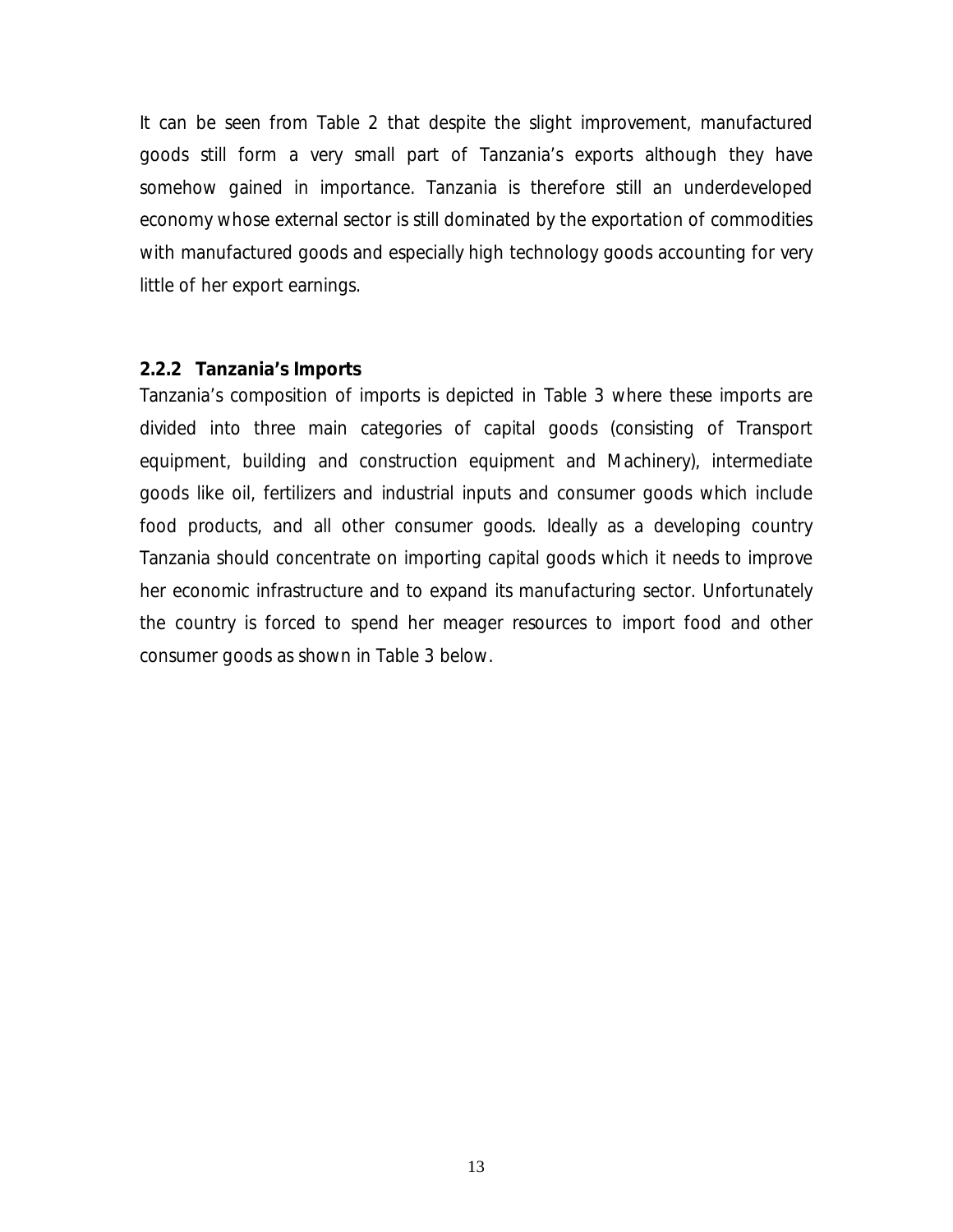It can be seen from Table 2 that despite the slight improvement, manufactured goods still form a very small part of Tanzania's exports although they have somehow gained in importance. Tanzania is therefore still an underdeveloped economy whose external sector is still dominated by the exportation of commodities with manufactured goods and especially high technology goods accounting for very little of her export earnings.

### 2.2.2 Tanzania's Imports

Tanzania's composition of imports is depicted in Table 3 where these imports are divided into three main categories of capital goods (consisting of Transport equipment, building and construction equipment and Machinery), intermediate goods like oil, fertilizers and industrial inputs and consumer goods which include food products, and all other consumer goods. Ideally as a developing country Tanzania should concentrate on importing capital goods which it needs to improve her economic infrastructure and to expand its manufacturing sector. Unfortunately the country is forced to spend her meager resources to import food and other consumer goods as shown in Table 3 below.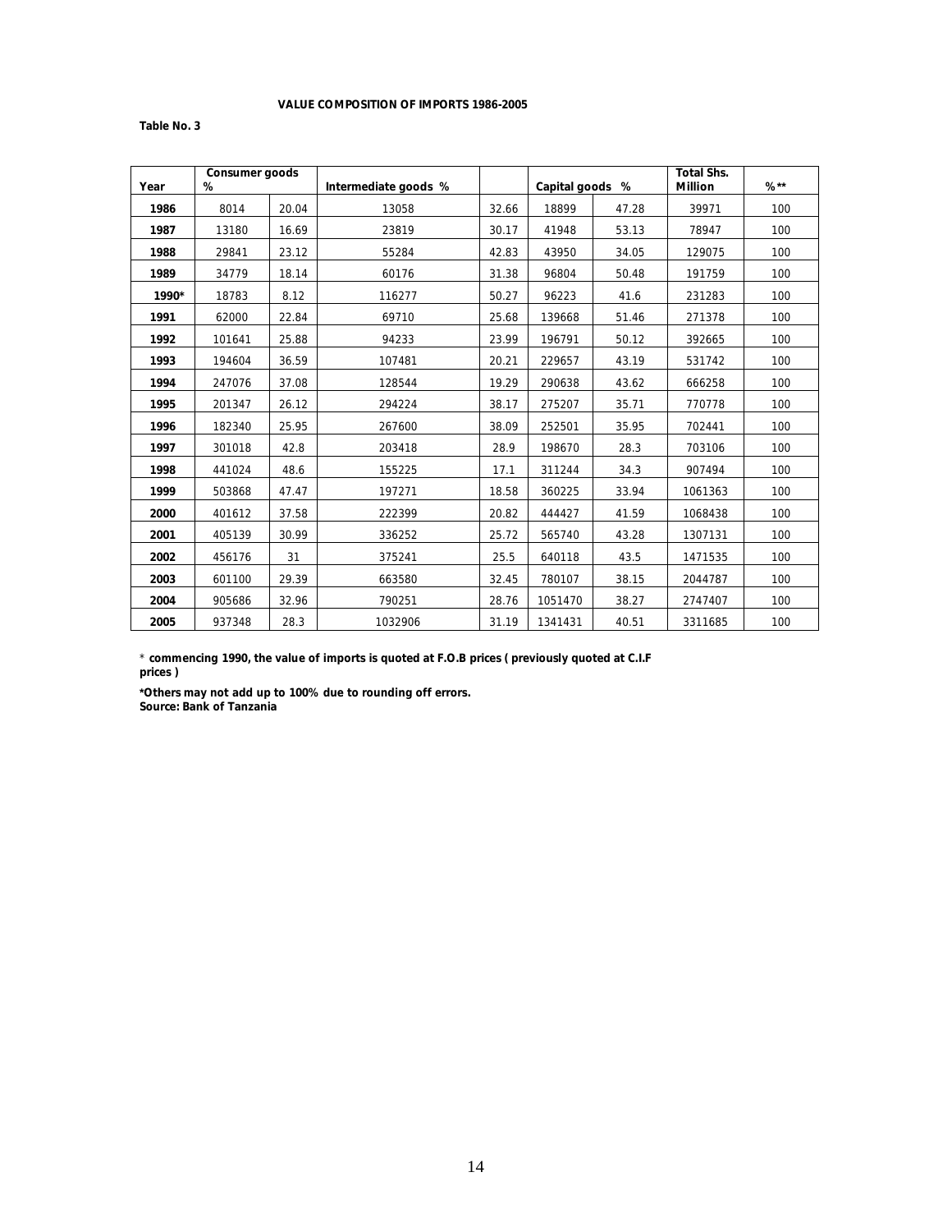**VALUE COMPOSITION OF IMPORTS 1986-2005**

**Table No. 3**

| Year | Consumer goods % | | Intermediate goods % | | Capital goods % | | Total Shs. Million | %** |
|---|---|---|---|---|---|---|---|---|
| **1986** | 8014 | 20.04 | 13058 | 32.66 | 18899 | 47.28 | 39971 | 100 |
| **1987** | 13180 | 16.69 | 23819 | 30.17 | 41948 | 53.13 | 78947 | 100 |
| **1988** | 29841 | 23.12 | 55284 | 42.83 | 43950 | 34.05 | 129075 | 100 |
| **1989** | 34779 | 18.14 | 60176 | 31.38 | 96804 | 50.48 | 191759 | 100 |
| **1990*** | 18783 | 8.12 | 116277 | 50.27 | 96223 | 41.6 | 231283 | 100 |
| **1991** | 62000 | 22.84 | 69710 | 25.68 | 139668 | 51.46 | 271378 | 100 |
| **1992** | 101641 | 25.88 | 94233 | 23.99 | 196791 | 50.12 | 392665 | 100 |
| **1993** | 194604 | 36.59 | 107481 | 20.21 | 229657 | 43.19 | 531742 | 100 |
| **1994** | 247076 | 37.08 | 128544 | 19.29 | 290638 | 43.62 | 666258 | 100 |
| **1995** | 201347 | 26.12 | 294224 | 38.17 | 275207 | 35.71 | 770778 | 100 |
| **1996** | 182340 | 25.95 | 267600 | 38.09 | 252501 | 35.95 | 702441 | 100 |
| **1997** | 301018 | 42.8 | 203418 | 28.9 | 198670 | 28.3 | 703106 | 100 |
| **1998** | 441024 | 48.6 | 155225 | 17.1 | 311244 | 34.3 | 907494 | 100 |
| **1999** | 503868 | 47.47 | 197271 | 18.58 | 360225 | 33.94 | 1061363 | 100 |
| **2000** | 401612 | 37.58 | 222399 | 20.82 | 444427 | 41.59 | 1068438 | 100 |
| **2001** | 405139 | 30.99 | 336252 | 25.72 | 565740 | 43.28 | 1307131 | 100 |
| **2002** | 456176 | 31 | 375241 | 25.5 | 640118 | 43.5 | 1471535 | 100 |
| **2003** | 601100 | 29.39 | 663580 | 32.45 | 780107 | 38.15 | 2044787 | 100 |
| **2004** | 905686 | 32.96 | 790251 | 28.76 | 1051470 | 38.27 | 2747407 | 100 |
| **2005** | 937348 | 28.3 | 1032906 | 31.19 | 1341431 | 40.51 | 3311685 | 100 |

\* **commencing 1990, the value of imports is quoted at F.O.B prices ( previously quoted at C.I.F prices )**

**\*Others may not add up to 100% due to rounding off errors.**
**Source: Bank of Tanzania**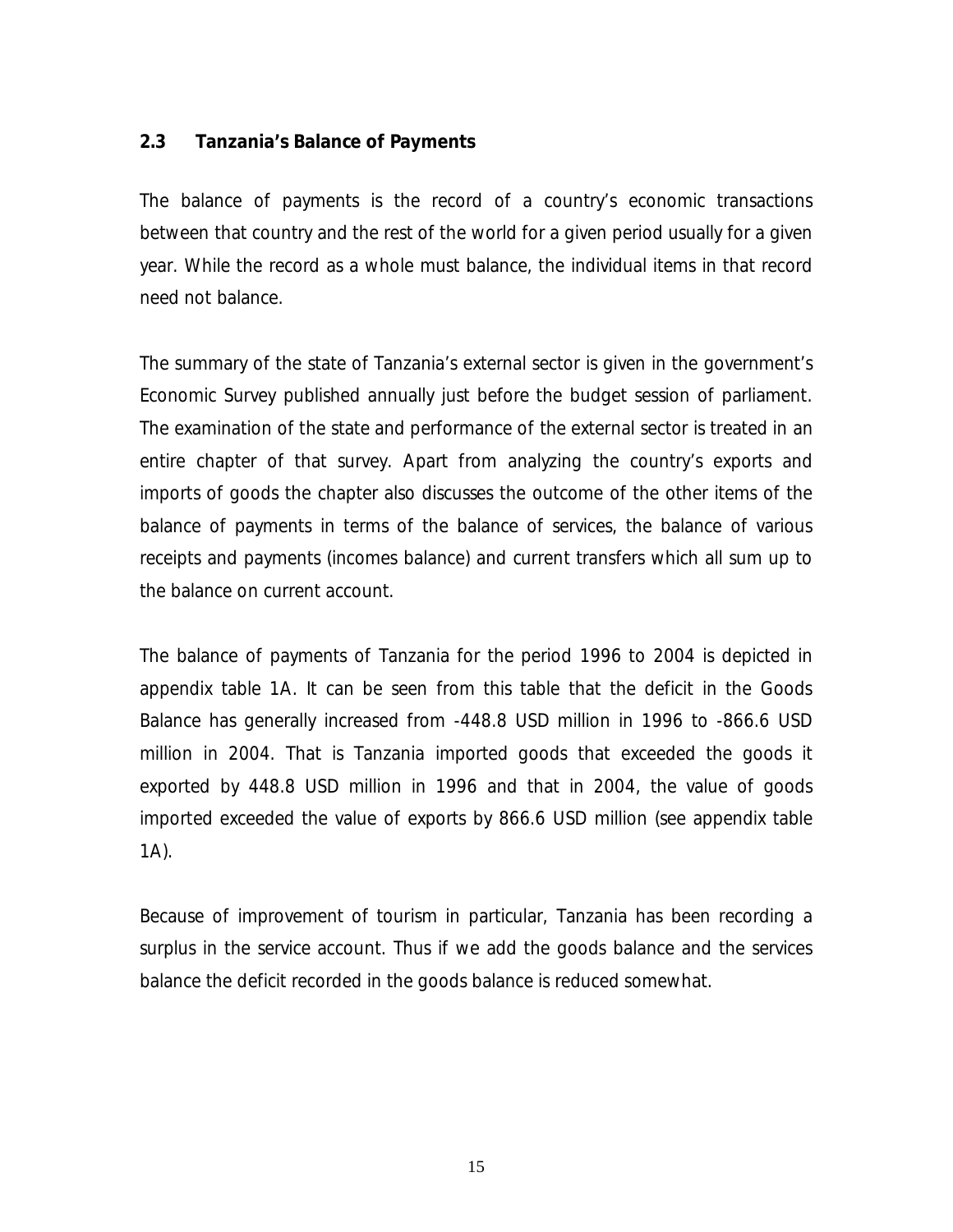## 2.3 Tanzania's Balance of Payments

The balance of payments is the record of a country's economic transactions between that country and the rest of the world for a given period usually for a given year. While the record as a whole must balance, the individual items in that record need not balance.

The summary of the state of Tanzania's external sector is given in the government's Economic Survey published annually just before the budget session of parliament. The examination of the state and performance of the external sector is treated in an entire chapter of that survey. Apart from analyzing the country's exports and imports of goods the chapter also discusses the outcome of the other items of the balance of payments in terms of the balance of services, the balance of various receipts and payments (incomes balance) and current transfers which all sum up to the balance on current account.

The balance of payments of Tanzania for the period 1996 to 2004 is depicted in appendix table 1A. It can be seen from this table that the deficit in the Goods Balance has generally increased from -448.8 USD million in 1996 to -866.6 USD million in 2004. That is Tanzania imported goods that exceeded the goods it exported by 448.8 USD million in 1996 and that in 2004, the value of goods imported exceeded the value of exports by 866.6 USD million (see appendix table 1A).

Because of improvement of tourism in particular, Tanzania has been recording a surplus in the service account. Thus if we add the goods balance and the services balance the deficit recorded in the goods balance is reduced somewhat.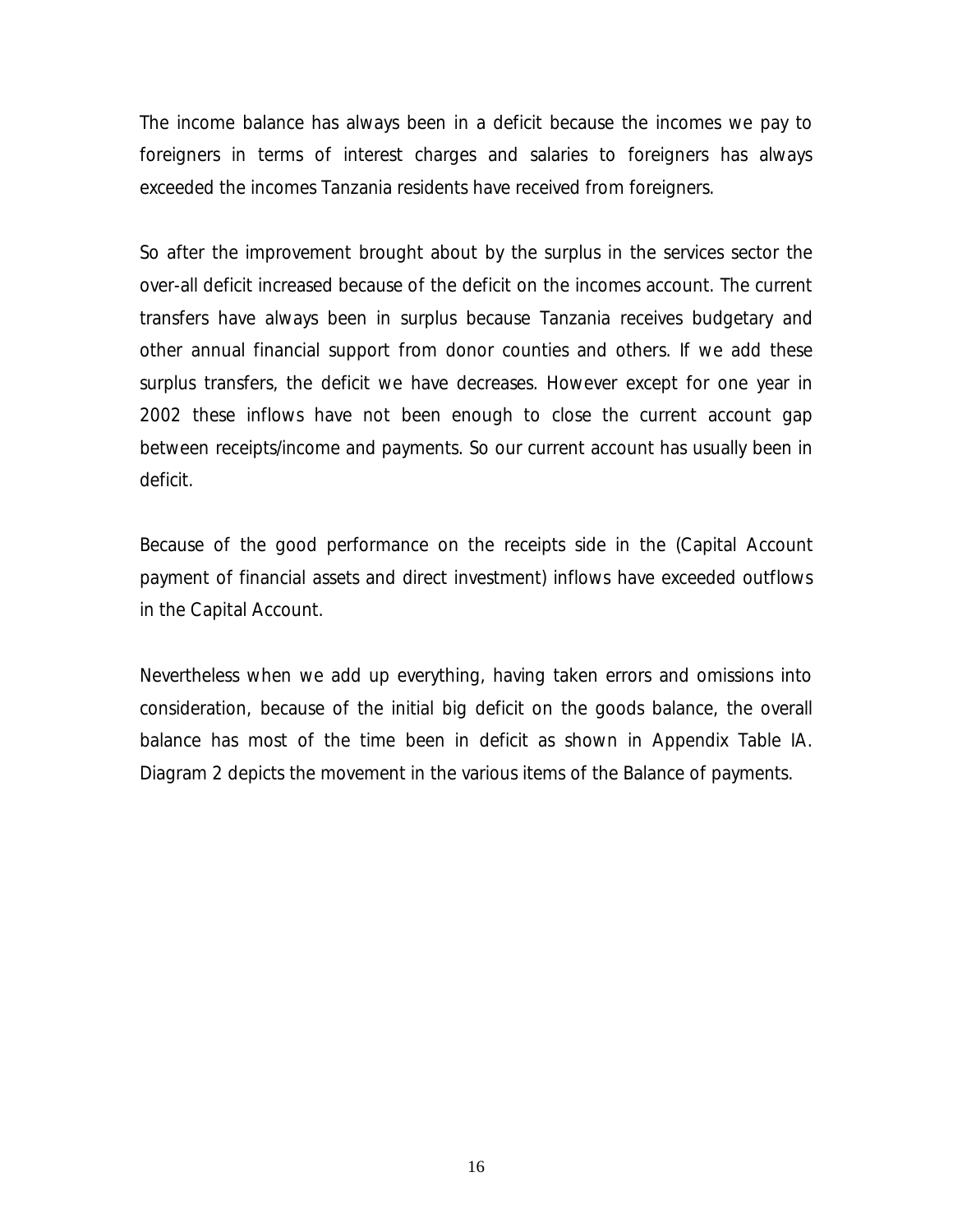The income balance has always been in a deficit because the incomes we pay to foreigners in terms of interest charges and salaries to foreigners has always exceeded the incomes Tanzania residents have received from foreigners.

So after the improvement brought about by the surplus in the services sector the over-all deficit increased because of the deficit on the incomes account. The current transfers have always been in surplus because Tanzania receives budgetary and other annual financial support from donor counties and others. If we add these surplus transfers, the deficit we have decreases. However except for one year in 2002 these inflows have not been enough to close the current account gap between receipts/income and payments. So our current account has usually been in deficit.

Because of the good performance on the receipts side in the (Capital Account payment of financial assets and direct investment) inflows have exceeded outflows in the Capital Account.

Nevertheless when we add up everything, having taken errors and omissions into consideration, because of the initial big deficit on the goods balance, the overall balance has most of the time been in deficit as shown in Appendix Table IA. Diagram 2 depicts the movement in the various items of the Balance of payments.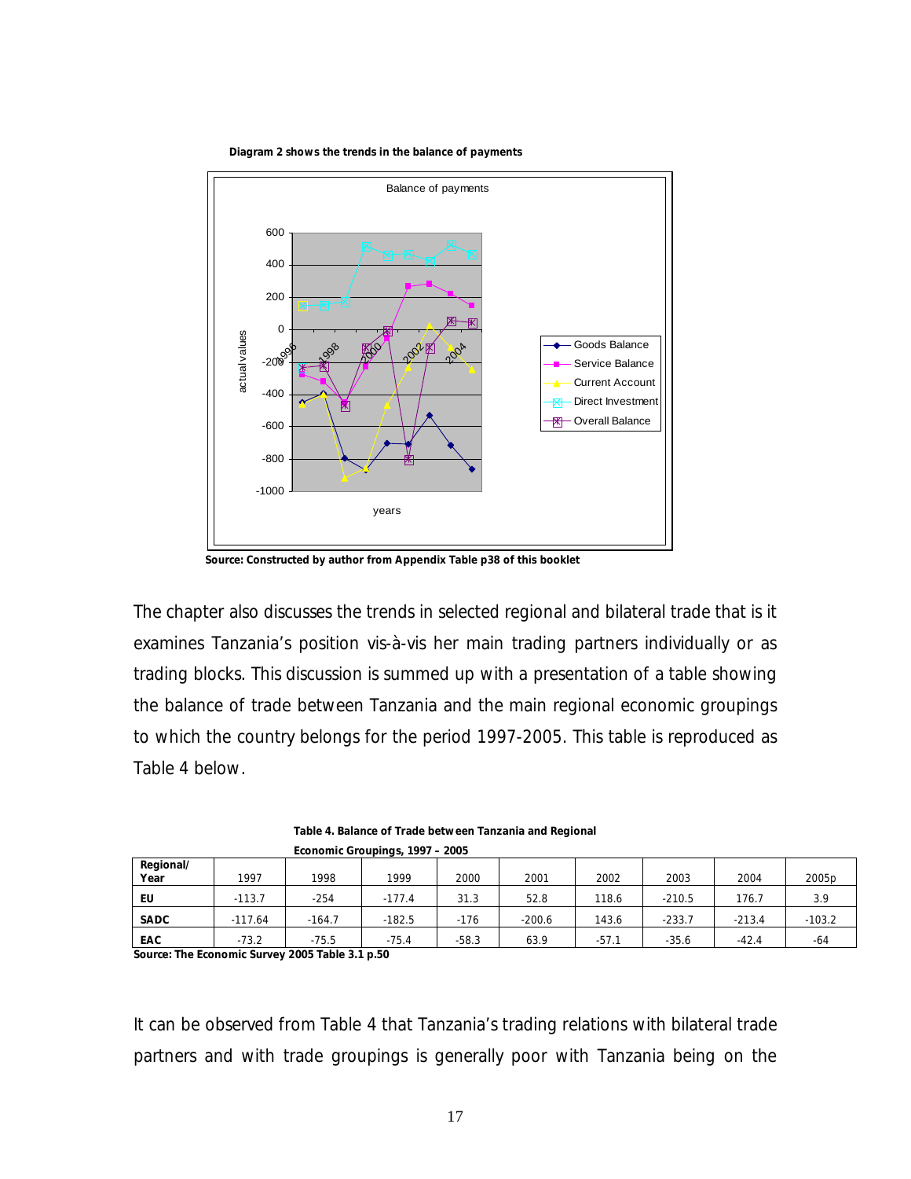**Diagram 2 shows the trends in the balance of payments**

**Source: Constructed by author from Appendix Table p38 of this booklet**

The chapter also discusses the trends in selected regional and bilateral trade that is it examines Tanzania's position vis-à-vis her main trading partners individually or as trading blocks. This discussion is summed up with a presentation of a table showing the balance of trade between Tanzania and the main regional economic groupings to which the country belongs for the period 1997-2005. This table is reproduced as Table 4 below.

**Table 4. Balance of Trade between Tanzania and Regional Economic Groupings, 1997 – 2005**

| Regional/ Year | 1997 | 1998 | 1999 | 2000 | 2001 | 2002 | 2003 | 2004 | 2005p |
|---|---|---|---|---|---|---|---|---|---|
| **EU** | -113.7 | -254 | -177.4 | 31.3 | 52.8 | 118.6 | -210.5 | 176.7 | 3.9 |
| **SADC** | -117.64 | -164.7 | -182.5 | -176 | -200.6 | 143.6 | -233.7 | -213.4 | -103.2 |
| **EAC** | -73.2 | -75.5 | -75.4 | -58.3 | 63.9 | -57.1 | -35.6 | -42.4 | -64 |

**Source: The Economic Survey 2005 Table 3.1 p.50**

It can be observed from Table 4 that Tanzania's trading relations with bilateral trade partners and with trade groupings is generally poor with Tanzania being on the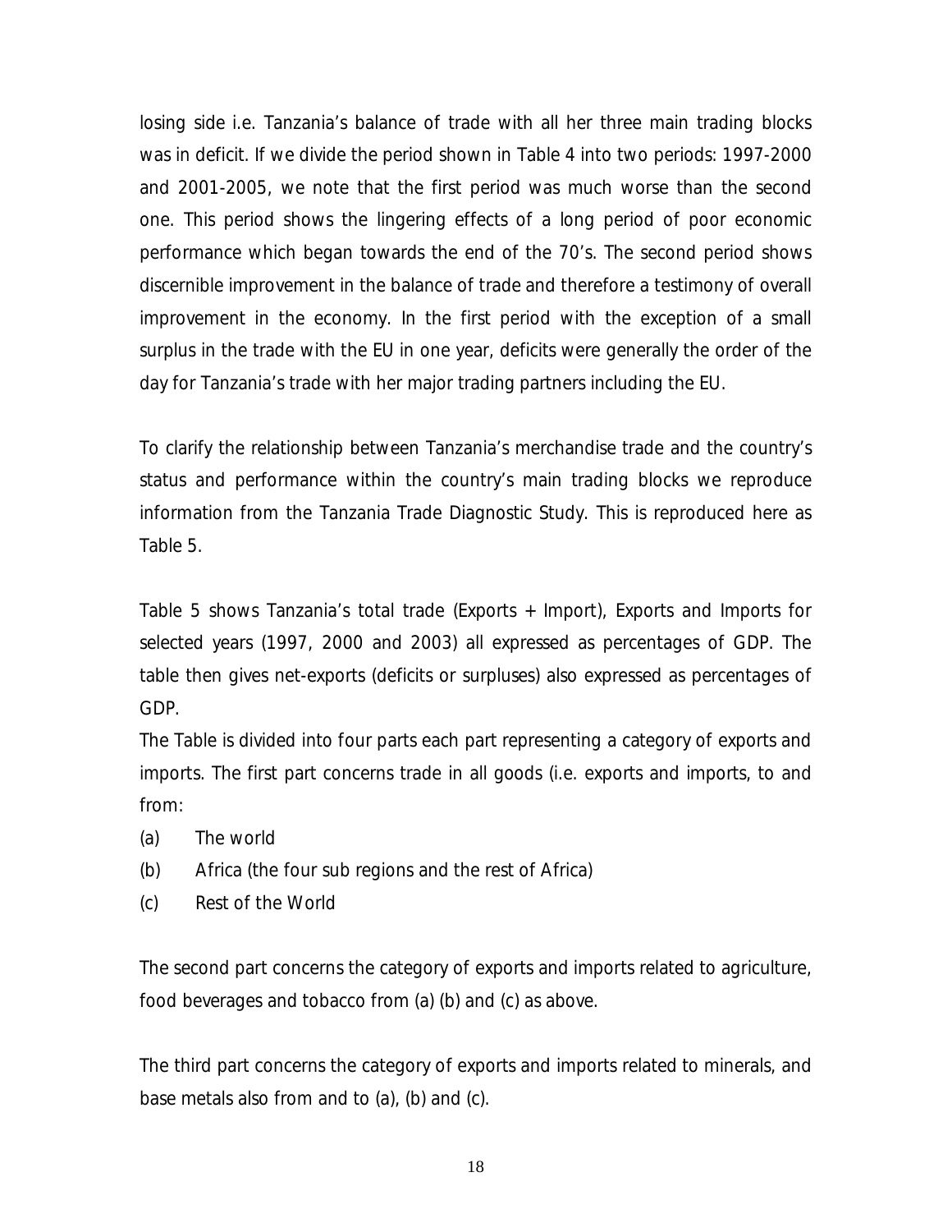losing side i.e. Tanzania's balance of trade with all her three main trading blocks was in deficit. If we divide the period shown in Table 4 into two periods: 1997-2000 and 2001-2005, we note that the first period was much worse than the second one. This period shows the lingering effects of a long period of poor economic performance which began towards the end of the 70's. The second period shows discernible improvement in the balance of trade and therefore a testimony of overall improvement in the economy. In the first period with the exception of a small surplus in the trade with the EU in one year, deficits were generally the order of the day for Tanzania's trade with her major trading partners including the EU.

To clarify the relationship between Tanzania's merchandise trade and the country's status and performance within the country's main trading blocks we reproduce information from the Tanzania Trade Diagnostic Study. This is reproduced here as Table 5.

Table 5 shows Tanzania's total trade (Exports + Import), Exports and Imports for selected years (1997, 2000 and 2003) all expressed as percentages of GDP. The table then gives net-exports (deficits or surpluses) also expressed as percentages of GDP.

The Table is divided into four parts each part representing a category of exports and imports. The first part concerns trade in all goods (i.e. exports and imports, to and from:

(a) The world

(b) Africa (the four sub regions and the rest of Africa)

(c) Rest of the World

The second part concerns the category of exports and imports related to agriculture, food beverages and tobacco from (a) (b) and (c) as above.

The third part concerns the category of exports and imports related to minerals, and base metals also from and to (a), (b) and (c).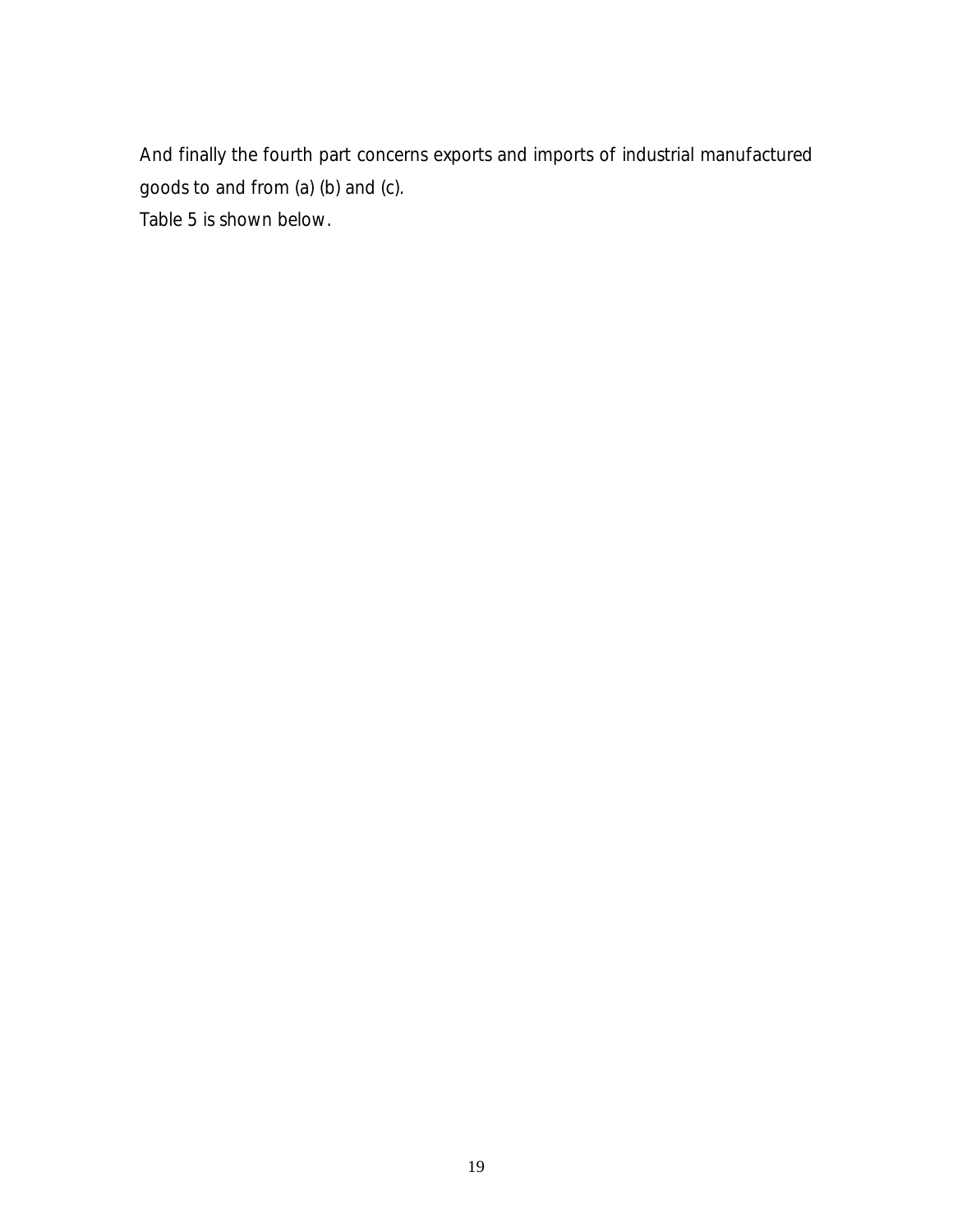And finally the fourth part concerns exports and imports of industrial manufactured goods to and from (a) (b) and (c).

Table 5 is shown below.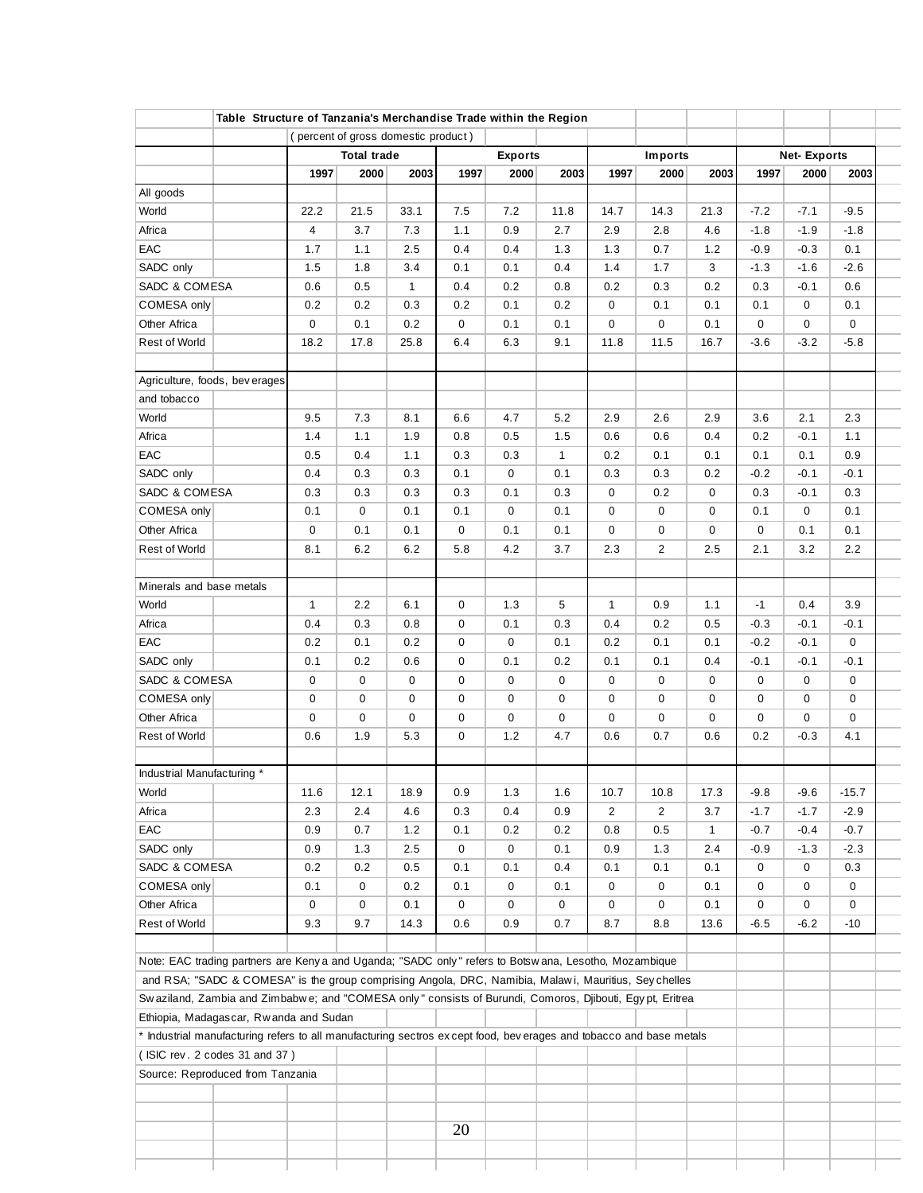**Table Structure of Tanzania's Merchandise Trade within the Region**

( percent of gross domestic product )

| | Total trade | | | Exports | | | Imports | | | Net- Exports | | |
|---|---|---|---|---|---|---|---|---|---|---|---|---|
| | 1997 | 2000 | 2003 | 1997 | 2000 | 2003 | 1997 | 2000 | 2003 | 1997 | 2000 | 2003 |
| All goods | | | | | | | | | | | | |
| World | 22.2 | 21.5 | 33.1 | 7.5 | 7.2 | 11.8 | 14.7 | 14.3 | 21.3 | -7.2 | -7.1 | -9.5 |
| Africa | 4 | 3.7 | 7.3 | 1.1 | 0.9 | 2.7 | 2.9 | 2.8 | 4.6 | -1.8 | -1.9 | -1.8 |
| EAC | 1.7 | 1.1 | 2.5 | 0.4 | 0.4 | 1.3 | 1.3 | 0.7 | 1.2 | -0.9 | -0.3 | 0.1 |
| SADC only | 1.5 | 1.8 | 3.4 | 0.1 | 0.1 | 0.4 | 1.4 | 1.7 | 3 | -1.3 | -1.6 | -2.6 |
| SADC & COMESA | 0.6 | 0.5 | 1 | 0.4 | 0.2 | 0.8 | 0.2 | 0.3 | 0.2 | 0.3 | -0.1 | 0.6 |
| COMESA only | 0.2 | 0.2 | 0.3 | 0.2 | 0.1 | 0.2 | 0 | 0.1 | 0.1 | 0.1 | 0 | 0.1 |
| Other Africa | 0 | 0.1 | 0.2 | 0 | 0.1 | 0.1 | 0 | 0 | 0.1 | 0 | 0 | 0 |
| Rest of World | 18.2 | 17.8 | 25.8 | 6.4 | 6.3 | 9.1 | 11.8 | 11.5 | 16.7 | -3.6 | -3.2 | -5.8 |
| | | | | | | | | | | | | |
| Agriculture, foods, beverages and tobacco | | | | | | | | | | | | |
| World | 9.5 | 7.3 | 8.1 | 6.6 | 4.7 | 5.2 | 2.9 | 2.6 | 2.9 | 3.6 | 2.1 | 2.3 |
| Africa | 1.4 | 1.1 | 1.9 | 0.8 | 0.5 | 1.5 | 0.6 | 0.6 | 0.4 | 0.2 | -0.1 | 1.1 |
| EAC | 0.5 | 0.4 | 1.1 | 0.3 | 0.3 | 1 | 0.2 | 0.1 | 0.1 | 0.1 | 0.1 | 0.9 |
| SADC only | 0.4 | 0.3 | 0.3 | 0.1 | 0 | 0.1 | 0.3 | 0.3 | 0.2 | -0.2 | -0.1 | -0.1 |
| SADC & COMESA | 0.3 | 0.3 | 0.3 | 0.3 | 0.1 | 0.3 | 0 | 0.2 | 0 | 0.3 | -0.1 | 0.3 |
| COMESA only | 0.1 | 0 | 0.1 | 0.1 | 0 | 0.1 | 0 | 0 | 0 | 0.1 | 0 | 0.1 |
| Other Africa | 0 | 0.1 | 0.1 | 0 | 0.1 | 0.1 | 0 | 0 | 0 | 0 | 0.1 | 0.1 |
| Rest of World | 8.1 | 6.2 | 6.2 | 5.8 | 4.2 | 3.7 | 2.3 | 2 | 2.5 | 2.1 | 3.2 | 2.2 |
| | | | | | | | | | | | | |
| Minerals and base metals | | | | | | | | | | | | |
| World | 1 | 2.2 | 6.1 | 0 | 1.3 | 5 | 1 | 0.9 | 1.1 | -1 | 0.4 | 3.9 |
| Africa | 0.4 | 0.3 | 0.8 | 0 | 0.1 | 0.3 | 0.4 | 0.2 | 0.5 | -0.3 | -0.1 | -0.1 |
| EAC | 0.2 | 0.1 | 0.2 | 0 | 0 | 0.1 | 0.2 | 0.1 | 0.1 | -0.2 | -0.1 | 0 |
| SADC only | 0.1 | 0.2 | 0.6 | 0 | 0.1 | 0.2 | 0.1 | 0.1 | 0.4 | -0.1 | -0.1 | -0.1 |
| SADC & COMESA | 0 | 0 | 0 | 0 | 0 | 0 | 0 | 0 | 0 | 0 | 0 | 0 |
| COMESA only | 0 | 0 | 0 | 0 | 0 | 0 | 0 | 0 | 0 | 0 | 0 | 0 |
| Other Africa | 0 | 0 | 0 | 0 | 0 | 0 | 0 | 0 | 0 | 0 | 0 | 0 |
| Rest of World | 0.6 | 1.9 | 5.3 | 0 | 1.2 | 4.7 | 0.6 | 0.7 | 0.6 | 0.2 | -0.3 | 4.1 |
| | | | | | | | | | | | | |
| Industrial Manufacturing * | | | | | | | | | | | | |
| World | 11.6 | 12.1 | 18.9 | 0.9 | 1.3 | 1.6 | 10.7 | 10.8 | 17.3 | -9.8 | -9.6 | -15.7 |
| Africa | 2.3 | 2.4 | 4.6 | 0.3 | 0.4 | 0.9 | 2 | 2 | 3.7 | -1.7 | -1.7 | -2.9 |
| EAC | 0.9 | 0.7 | 1.2 | 0.1 | 0.2 | 0.2 | 0.8 | 0.5 | 1 | -0.7 | -0.4 | -0.7 |
| SADC only | 0.9 | 1.3 | 2.5 | 0 | 0 | 0.1 | 0.9 | 1.3 | 2.4 | -0.9 | -1.3 | -2.3 |
| SADC & COMESA | 0.2 | 0.2 | 0.5 | 0.1 | 0.1 | 0.4 | 0.1 | 0.1 | 0.1 | 0 | 0 | 0.3 |
| COMESA only | 0.1 | 0 | 0.2 | 0.1 | 0 | 0.1 | 0 | 0 | 0.1 | 0 | 0 | 0 |
| Other Africa | 0 | 0 | 0.1 | 0 | 0 | 0 | 0 | 0 | 0.1 | 0 | 0 | 0 |
| Rest of World | 9.3 | 9.7 | 14.3 | 0.6 | 0.9 | 0.7 | 8.7 | 8.8 | 13.6 | -6.5 | -6.2 | -10 |

Note: EAC trading partners are Kenya and Uganda; "SADC only" refers to Botswana, Lesotho, Mozambique and RSA; "SADC & COMESA" is the group comprising Angola, DRC, Namibia, Malawi, Mauritius, Seychelles Swaziland, Zambia and Zimbabwe; and "COMESA only" consists of Burundi, Comoros, Djibouti, Egypt, Eritrea Ethiopia, Madagascar, Rwanda and Sudan

* Industrial manufacturing refers to all manufacturing sectros except food, beverages and tobacco and base metals (ISIC rev. 2 codes 31 and 37 )

Source: Reproduced from Tanzania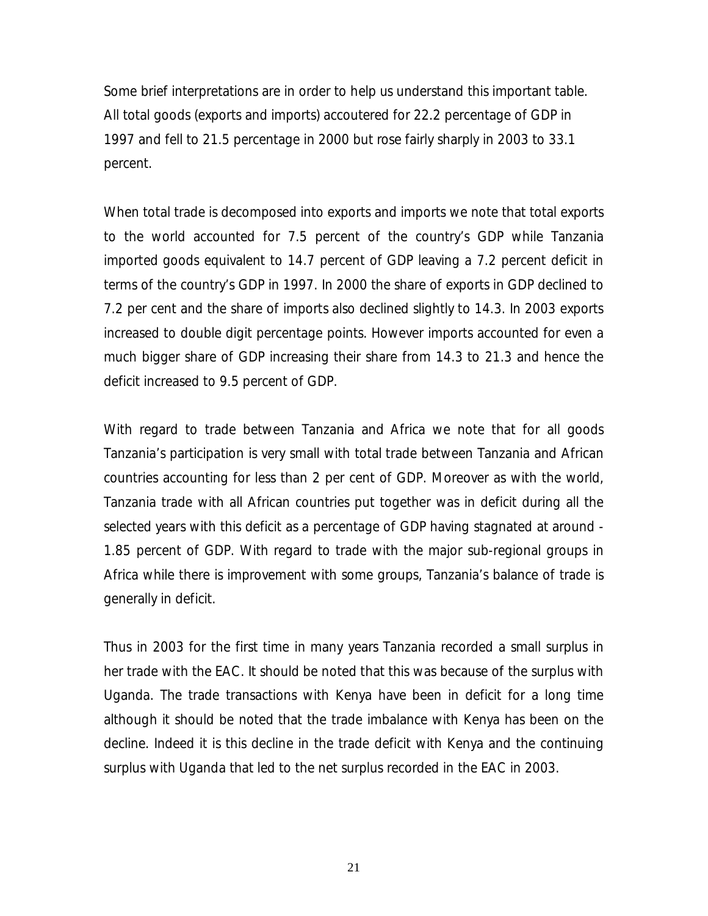Some brief interpretations are in order to help us understand this important table. All total goods (exports and imports) accoutered for 22.2 percentage of GDP in 1997 and fell to 21.5 percentage in 2000 but rose fairly sharply in 2003 to 33.1 percent.

When total trade is decomposed into exports and imports we note that total exports to the world accounted for 7.5 percent of the country's GDP while Tanzania imported goods equivalent to 14.7 percent of GDP leaving a 7.2 percent deficit in terms of the country's GDP in 1997. In 2000 the share of exports in GDP declined to 7.2 per cent and the share of imports also declined slightly to 14.3. In 2003 exports increased to double digit percentage points. However imports accounted for even a much bigger share of GDP increasing their share from 14.3 to 21.3 and hence the deficit increased to 9.5 percent of GDP.

With regard to trade between Tanzania and Africa we note that for all goods Tanzania's participation is very small with total trade between Tanzania and African countries accounting for less than 2 per cent of GDP. Moreover as with the world, Tanzania trade with all African countries put together was in deficit during all the selected years with this deficit as a percentage of GDP having stagnated at around -1.85 percent of GDP. With regard to trade with the major sub-regional groups in Africa while there is improvement with some groups, Tanzania's balance of trade is generally in deficit.

Thus in 2003 for the first time in many years Tanzania recorded a small surplus in her trade with the EAC. It should be noted that this was because of the surplus with Uganda. The trade transactions with Kenya have been in deficit for a long time although it should be noted that the trade imbalance with Kenya has been on the decline. Indeed it is this decline in the trade deficit with Kenya and the continuing surplus with Uganda that led to the net surplus recorded in the EAC in 2003.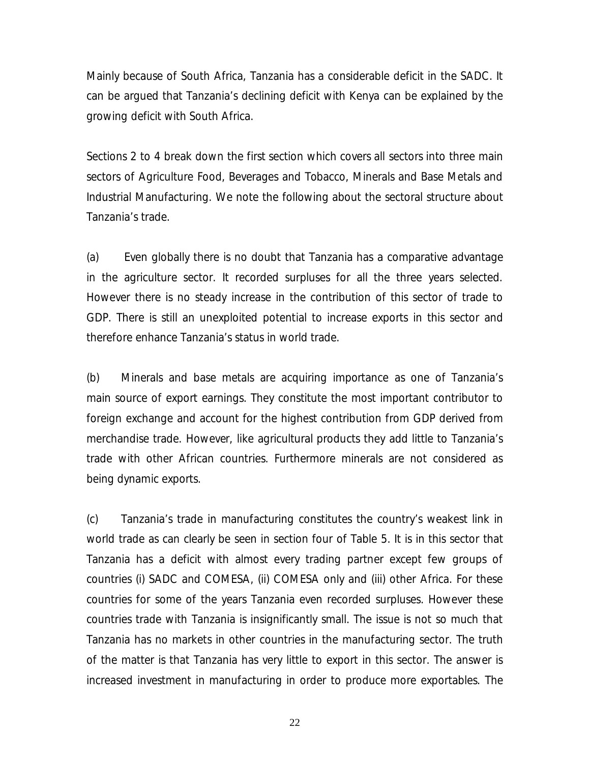Mainly because of South Africa, Tanzania has a considerable deficit in the SADC. It can be argued that Tanzania's declining deficit with Kenya can be explained by the growing deficit with South Africa.

Sections 2 to 4 break down the first section which covers all sectors into three main sectors of Agriculture Food, Beverages and Tobacco, Minerals and Base Metals and Industrial Manufacturing. We note the following about the sectoral structure about Tanzania's trade.

(a) Even globally there is no doubt that Tanzania has a comparative advantage in the agriculture sector. It recorded surpluses for all the three years selected. However there is no steady increase in the contribution of this sector of trade to GDP. There is still an unexploited potential to increase exports in this sector and therefore enhance Tanzania's status in world trade.

(b) Minerals and base metals are acquiring importance as one of Tanzania's main source of export earnings. They constitute the most important contributor to foreign exchange and account for the highest contribution from GDP derived from merchandise trade. However, like agricultural products they add little to Tanzania's trade with other African countries. Furthermore minerals are not considered as being dynamic exports.

(c) Tanzania's trade in manufacturing constitutes the country's weakest link in world trade as can clearly be seen in section four of Table 5. It is in this sector that Tanzania has a deficit with almost every trading partner except few groups of countries (i) SADC and COMESA, (ii) COMESA only and (iii) other Africa. For these countries for some of the years Tanzania even recorded surpluses. However these countries trade with Tanzania is insignificantly small. The issue is not so much that Tanzania has no markets in other countries in the manufacturing sector. The truth of the matter is that Tanzania has very little to export in this sector. The answer is increased investment in manufacturing in order to produce more exportables. The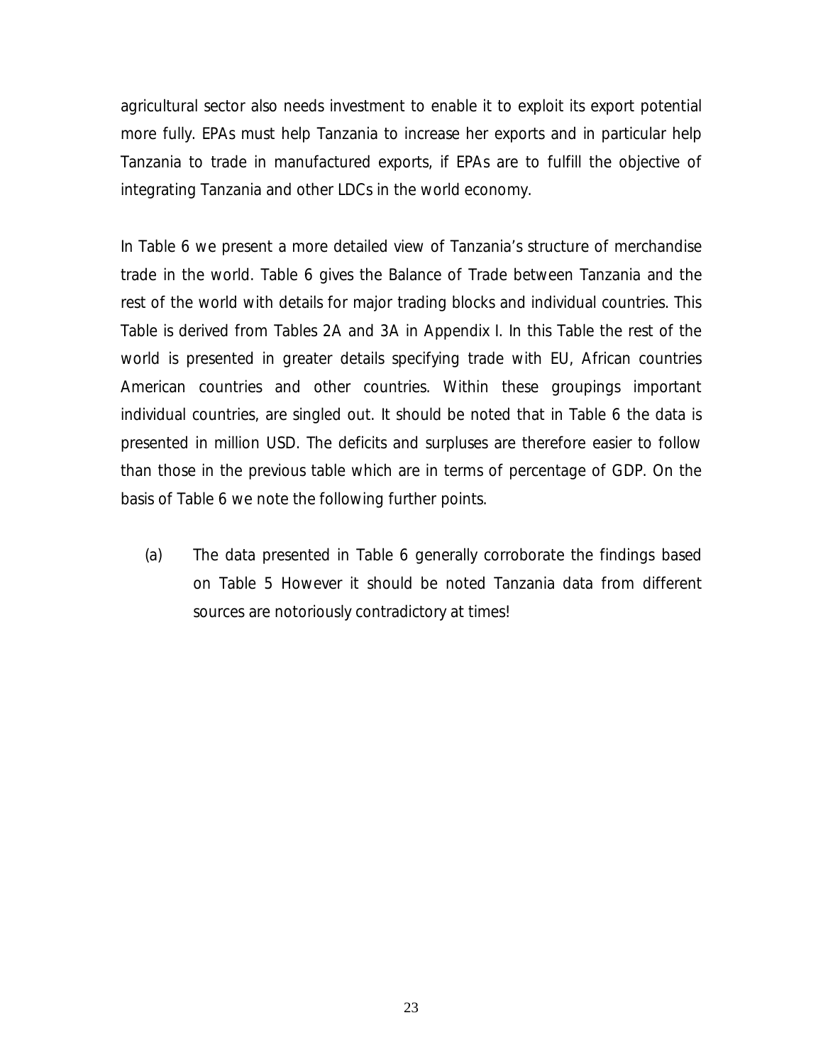agricultural sector also needs investment to enable it to exploit its export potential more fully. EPAs must help Tanzania to increase her exports and in particular help Tanzania to trade in manufactured exports, if EPAs are to fulfill the objective of integrating Tanzania and other LDCs in the world economy.

In Table 6 we present a more detailed view of Tanzania's structure of merchandise trade in the world. Table 6 gives the Balance of Trade between Tanzania and the rest of the world with details for major trading blocks and individual countries. This Table is derived from Tables 2A and 3A in Appendix I. In this Table the rest of the world is presented in greater details specifying trade with EU, African countries American countries and other countries. Within these groupings important individual countries, are singled out. It should be noted that in Table 6 the data is presented in million USD. The deficits and surpluses are therefore easier to follow than those in the previous table which are in terms of percentage of GDP. On the basis of Table 6 we note the following further points.

(a) The data presented in Table 6 generally corroborate the findings based on Table 5 However it should be noted Tanzania data from different sources are notoriously contradictory at times!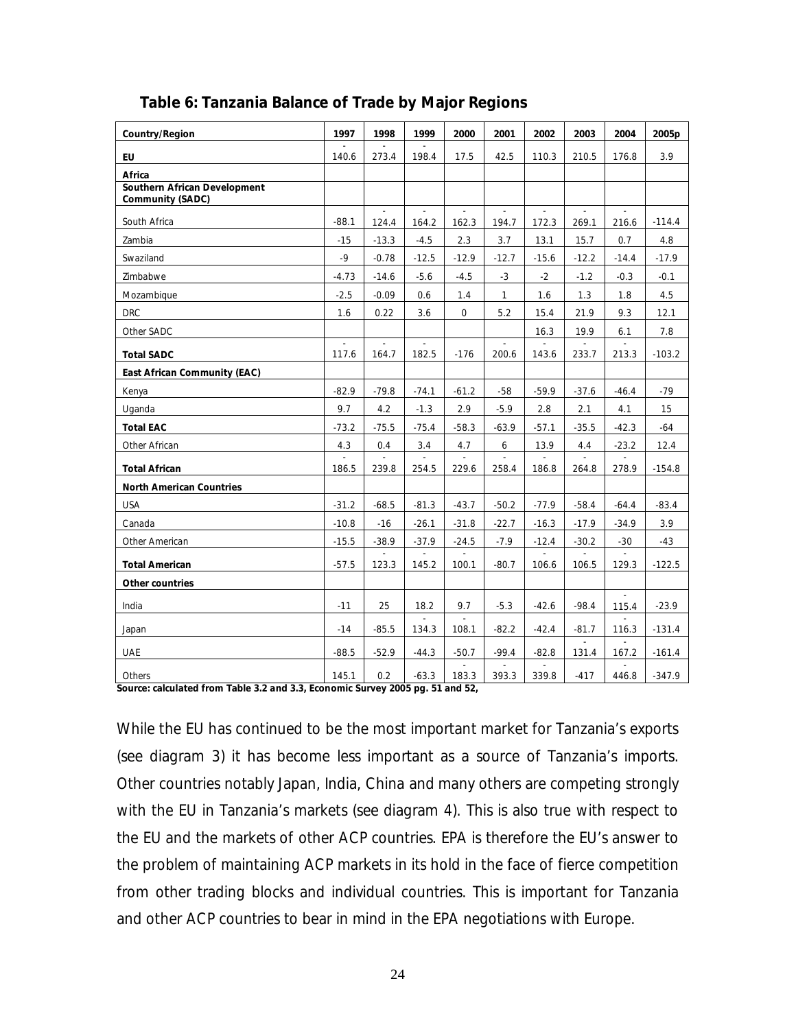## Table 6: Tanzania Balance of Trade by Major Regions

| Country/Region | 1997 | 1998 | 1999 | 2000 | 2001 | 2002 | 2003 | 2004 | 2005p |
|---|---|---|---|---|---|---|---|---|---|
| **EU** | -140.6 | -273.4 | -198.4 | 17.5 | 42.5 | 110.3 | 210.5 | 176.8 | 3.9 |
| **Africa** | | | | | | | | | |
| **Southern African Development Community (SADC)** | | | | | | | | | |
| South Africa | -88.1 | -124.4 | -164.2 | -162.3 | -194.7 | -172.3 | -269.1 | -216.6 | -114.4 |
| Zambia | -15 | -13.3 | -4.5 | 2.3 | 3.7 | 13.1 | 15.7 | 0.7 | 4.8 |
| Swaziland | -9 | -0.78 | -12.5 | -12.9 | -12.7 | -15.6 | -12.2 | -14.4 | -17.9 |
| Zimbabwe | -4.73 | -14.6 | -5.6 | -4.5 | -3 | -2 | -1.2 | -0.3 | -0.1 |
| Mozambique | -2.5 | -0.09 | 0.6 | 1.4 | 1 | 1.6 | 1.3 | 1.8 | 4.5 |
| DRC | 1.6 | 0.22 | 3.6 | 0 | 5.2 | 15.4 | 21.9 | 9.3 | 12.1 |
| Other SADC | | | | | | 16.3 | 19.9 | 6.1 | 7.8 |
| **Total SADC** | -117.6 | -164.7 | -182.5 | -176 | -200.6 | -143.6 | -233.7 | -213.3 | -103.2 |
| **East African Community (EAC)** | | | | | | | | | |
| Kenya | -82.9 | -79.8 | -74.1 | -61.2 | -58 | -59.9 | -37.6 | -46.4 | -79 |
| Uganda | 9.7 | 4.2 | -1.3 | 2.9 | -5.9 | 2.8 | 2.1 | 4.1 | 15 |
| **Total EAC** | -73.2 | -75.5 | -75.4 | -58.3 | -63.9 | -57.1 | -35.5 | -42.3 | -64 |
| Other African | 4.3 | 0.4 | 3.4 | 4.7 | 6 | 13.9 | 4.4 | -23.2 | 12.4 |
| **Total African** | -186.5 | -239.8 | -254.5 | -229.6 | -258.4 | -186.8 | -264.8 | -278.9 | -154.8 |
| **North American Countries** | | | | | | | | | |
| USA | -31.2 | -68.5 | -81.3 | -43.7 | -50.2 | -77.9 | -58.4 | -64.4 | -83.4 |
| Canada | -10.8 | -16 | -26.1 | -31.8 | -22.7 | -16.3 | -17.9 | -34.9 | 3.9 |
| Other American | -15.5 | -38.9 | -37.9 | -24.5 | -7.9 | -12.4 | -30.2 | -30 | -43 |
| **Total American** | -57.5 | -123.3 | -145.2 | -100.1 | -80.7 | -106.6 | -106.5 | -129.3 | -122.5 |
| **Other countries** | | | | | | | | | |
| India | -11 | 25 | 18.2 | 9.7 | -5.3 | -42.6 | -98.4 | -115.4 | -23.9 |
| Japan | -14 | -85.5 | -134.3 | -108.1 | -82.2 | -42.4 | -81.7 | -116.3 | -131.4 |
| UAE | -88.5 | -52.9 | -44.3 | -50.7 | -99.4 | -82.8 | -131.4 | -167.2 | -161.4 |
| Others | 145.1 | 0.2 | -63.3 | -183.3 | -393.3 | -339.8 | -417 | -446.8 | -347.9 |

**Source: calculated from Table 3.2 and 3.3, Economic Survey 2005 pg. 51 and 52,**

While the EU has continued to be the most important market for Tanzania's exports (see diagram 3) it has become less important as a source of Tanzania's imports. Other countries notably Japan, India, China and many others are competing strongly with the EU in Tanzania's markets (see diagram 4). This is also true with respect to the EU and the markets of other ACP countries. EPA is therefore the EU's answer to the problem of maintaining ACP markets in its hold in the face of fierce competition from other trading blocks and individual countries. This is important for Tanzania and other ACP countries to bear in mind in the EPA negotiations with Europe.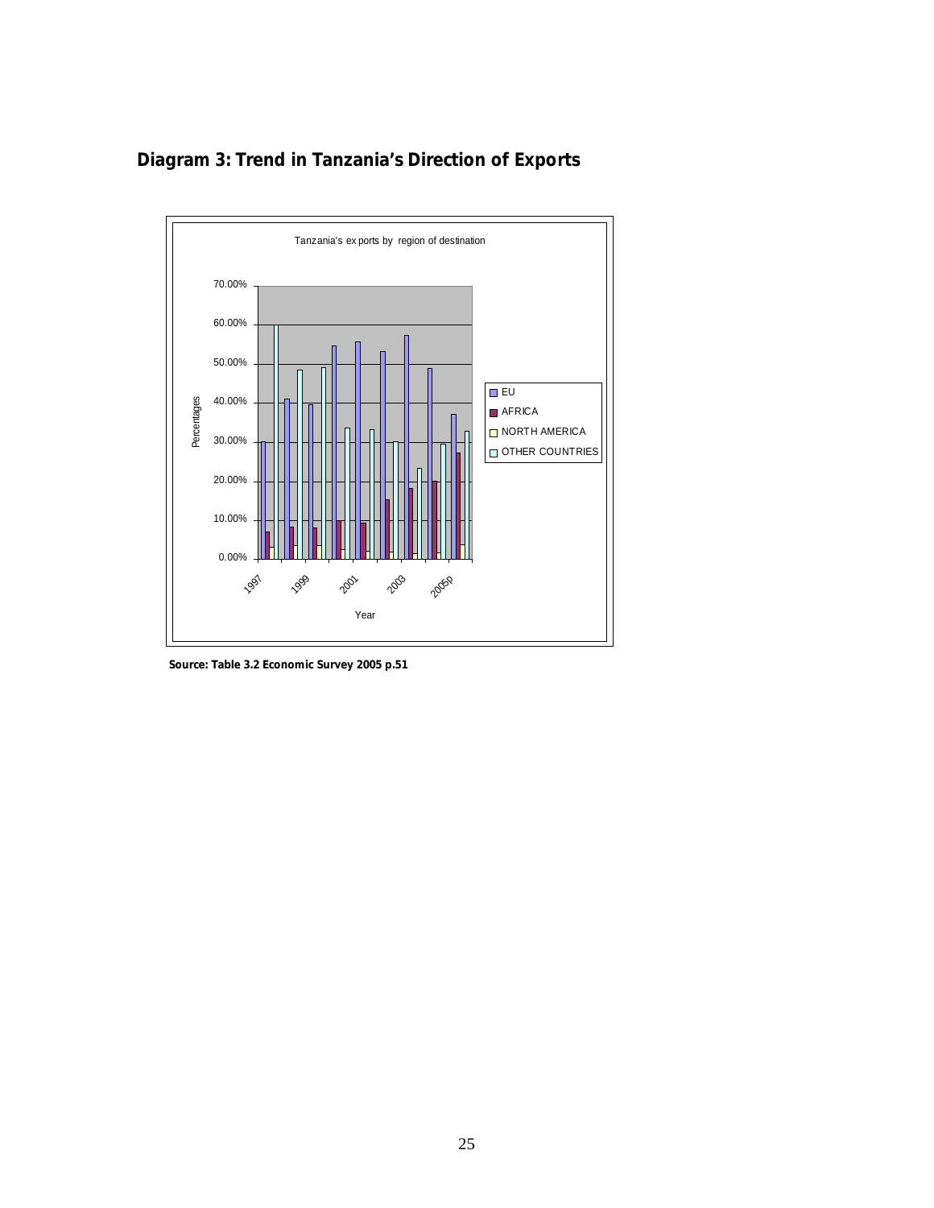## Diagram 3: Trend in Tanzania's Direction of Exports

Tanzania's exports by region of destination

**Source: Table 3.2 Economic Survey 2005 p.51**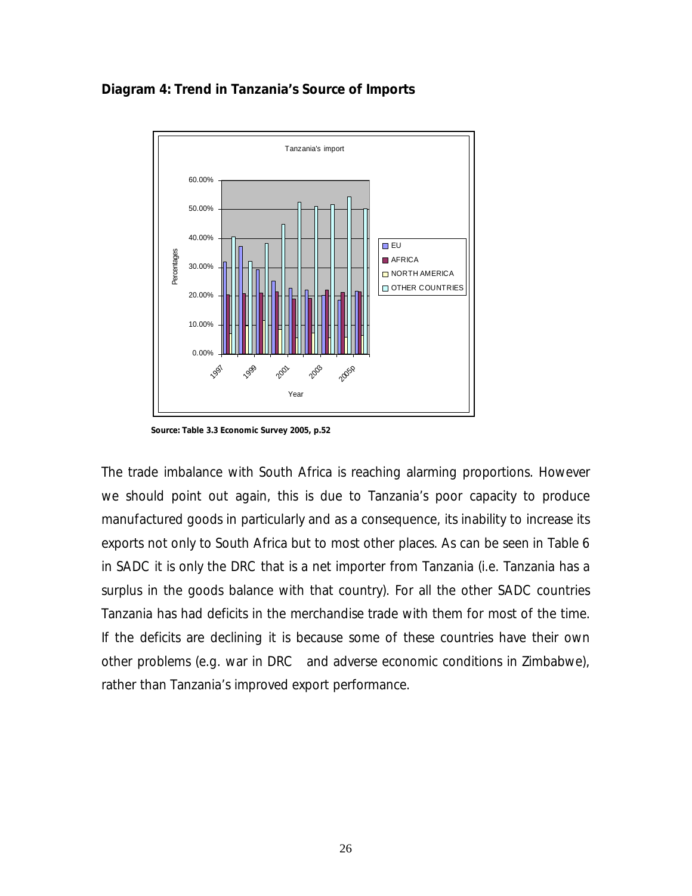**Diagram 4: Trend in Tanzania's Source of Imports**

**Source: Table 3.3 Economic Survey 2005, p.52**

The trade imbalance with South Africa is reaching alarming proportions. However we should point out again, this is due to Tanzania's poor capacity to produce manufactured goods in particularly and as a consequence, its inability to increase its exports not only to South Africa but to most other places. As can be seen in Table 6 in SADC it is only the DRC that is a net importer from Tanzania (i.e. Tanzania has a surplus in the goods balance with that country). For all the other SADC countries Tanzania has had deficits in the merchandise trade with them for most of the time. If the deficits are declining it is because some of these countries have their own other problems (e.g. war in DRC and adverse economic conditions in Zimbabwe), rather than Tanzania's improved export performance.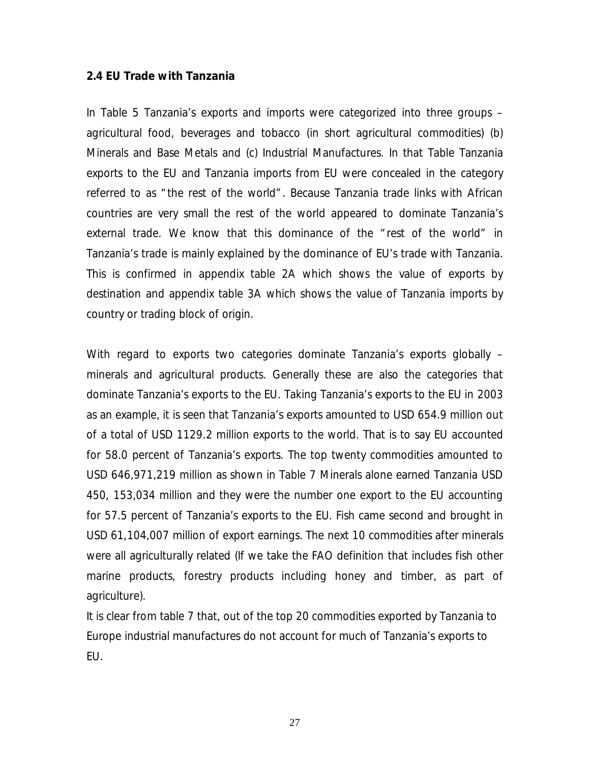### 2.4 EU Trade with Tanzania

In Table 5 Tanzania's exports and imports were categorized into three groups – agricultural food, beverages and tobacco (in short agricultural commodities) (b) Minerals and Base Metals and (c) Industrial Manufactures. In that Table Tanzania exports to the EU and Tanzania imports from EU were concealed in the category referred to as "the rest of the world". Because Tanzania trade links with African countries are very small the rest of the world appeared to dominate Tanzania's external trade. We know that this dominance of the "rest of the world" in Tanzania's trade is mainly explained by the dominance of EU's trade with Tanzania. This is confirmed in appendix table 2A which shows the value of exports by destination and appendix table 3A which shows the value of Tanzania imports by country or trading block of origin.

With regard to exports two categories dominate Tanzania's exports globally – minerals and agricultural products. Generally these are also the categories that dominate Tanzania's exports to the EU. Taking Tanzania's exports to the EU in 2003 as an example, it is seen that Tanzania's exports amounted to USD 654.9 million out of a total of USD 1129.2 million exports to the world. That is to say EU accounted for 58.0 percent of Tanzania's exports. The top twenty commodities amounted to USD 646,971,219 million as shown in Table 7 Minerals alone earned Tanzania USD 450, 153,034 million and they were the number one export to the EU accounting for 57.5 percent of Tanzania's exports to the EU. Fish came second and brought in USD 61,104,007 million of export earnings. The next 10 commodities after minerals were all agriculturally related (If we take the FAO definition that includes fish other marine products, forestry products including honey and timber, as part of agriculture).

It is clear from table 7 that, out of the top 20 commodities exported by Tanzania to Europe industrial manufactures do not account for much of Tanzania's exports to EU.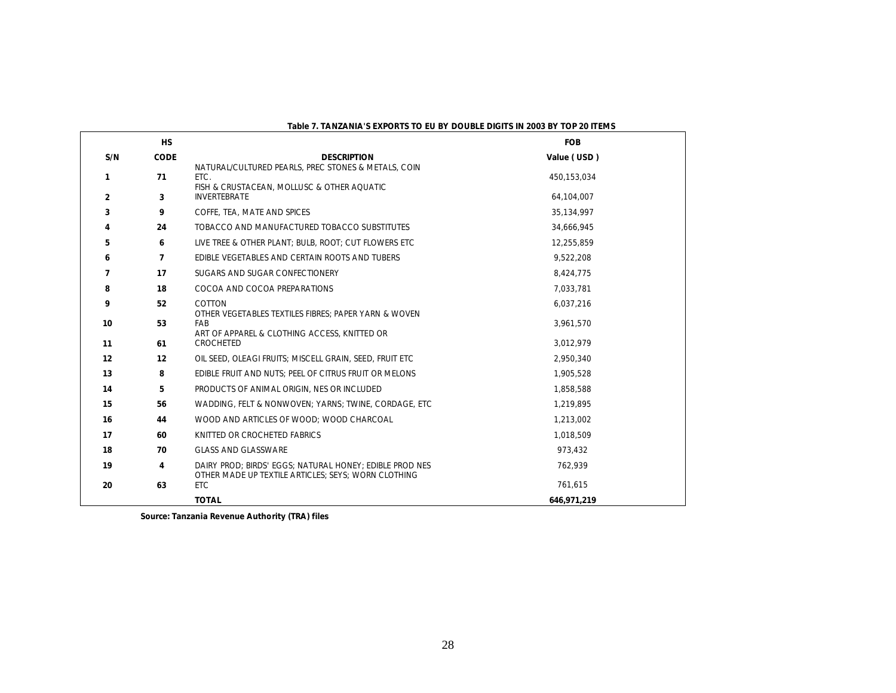**Table 7. TANZANIA'S EXPORTS TO EU BY DOUBLE DIGITS IN 2003 BY TOP 20 ITEMS**

| S/N | HS CODE | DESCRIPTION | FOB Value ( USD ) |
|---|---|---|---|
| 1 | 71 | NATURAL/CULTURED PEARLS, PREC STONES & METALS, COIN ETC. | 450,153,034 |
| 2 | 3 | FISH & CRUSTACEAN, MOLLUSC & OTHER AQUATIC INVERTEBRATE | 64,104,007 |
| 3 | 9 | COFFE, TEA, MATE AND SPICES | 35,134,997 |
| 4 | 24 | TOBACCO AND MANUFACTURED TOBACCO SUBSTITUTES | 34,666,945 |
| 5 | 6 | LIVE TREE & OTHER PLANT; BULB, ROOT; CUT FLOWERS ETC | 12,255,859 |
| 6 | 7 | EDIBLE VEGETABLES AND CERTAIN ROOTS AND TUBERS | 9,522,208 |
| 7 | 17 | SUGARS AND SUGAR CONFECTIONERY | 8,424,775 |
| 8 | 18 | COCOA AND COCOA PREPARATIONS | 7,033,781 |
| 9 | 52 | COTTON | 6,037,216 |
| 10 | 53 | OTHER VEGETABLES TEXTILES FIBRES; PAPER YARN & WOVEN FAB | 3,961,570 |
| 11 | 61 | ART OF APPAREL & CLOTHING ACCESS, KNITTED OR CROCHETED | 3,012,979 |
| 12 | 12 | OIL SEED, OLEAGI FRUITS; MISCELL GRAIN, SEED, FRUIT ETC | 2,950,340 |
| 13 | 8 | EDIBLE FRUIT AND NUTS; PEEL OF CITRUS FRUIT OR MELONS | 1,905,528 |
| 14 | 5 | PRODUCTS OF ANIMAL ORIGIN, NES OR INCLUDED | 1,858,588 |
| 15 | 56 | WADDING, FELT & NONWOVEN; YARNS; TWINE, CORDAGE, ETC | 1,219,895 |
| 16 | 44 | WOOD AND ARTICLES OF WOOD; WOOD CHARCOAL | 1,213,002 |
| 17 | 60 | KNITTED OR CROCHETED FABRICS | 1,018,509 |
| 18 | 70 | GLASS AND GLASSWARE | 973,432 |
| 19 | 4 | DAIRY PROD; BIRDS' EGGS; NATURAL HONEY; EDIBLE PROD NES | 762,939 |
| 20 | 63 | OTHER MADE UP TEXTILE ARTICLES; SEYS; WORN CLOTHING ETC | 761,615 |
| | | **TOTAL** | **646,971,219** |

**Source: Tanzania Revenue Authority (TRA) files**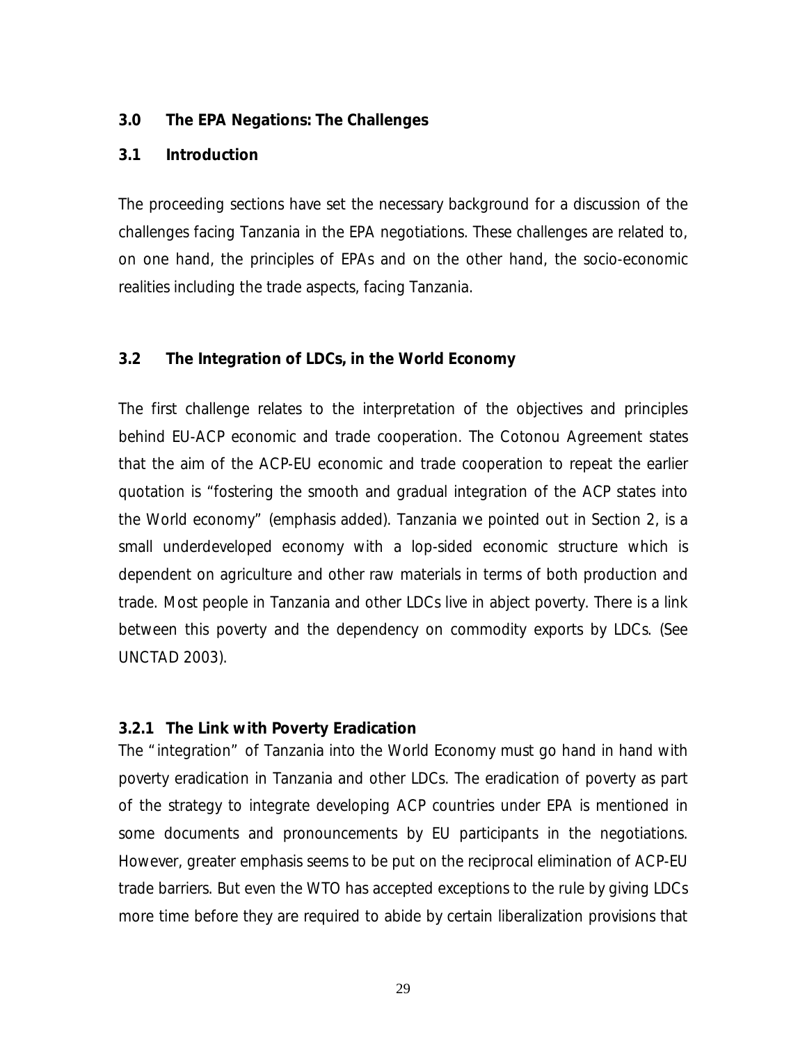## 3.0 The EPA Negations: The Challenges

### 3.1 Introduction

The proceeding sections have set the necessary background for a discussion of the challenges facing Tanzania in the EPA negotiations. These challenges are related to, on one hand, the principles of EPAs and on the other hand, the socio-economic realities including the trade aspects, facing Tanzania.

### 3.2 The Integration of LDCs, in the World Economy

The first challenge relates to the interpretation of the objectives and principles behind EU-ACP economic and trade cooperation. The Cotonou Agreement states that the aim of the ACP-EU economic and trade cooperation to repeat the earlier quotation is "fostering the smooth and gradual integration of the ACP states into the World economy" (emphasis added). Tanzania we pointed out in Section 2, is a small underdeveloped economy with a lop-sided economic structure which is dependent on agriculture and other raw materials in terms of both production and trade. Most people in Tanzania and other LDCs live in abject poverty. There is a link between this poverty and the dependency on commodity exports by LDCs. (See UNCTAD 2003).

#### 3.2.1 The Link with Poverty Eradication

The "integration" of Tanzania into the World Economy must go hand in hand with poverty eradication in Tanzania and other LDCs. The eradication of poverty as part of the strategy to integrate developing ACP countries under EPA is mentioned in some documents and pronouncements by EU participants in the negotiations. However, greater emphasis seems to be put on the reciprocal elimination of ACP-EU trade barriers. But even the WTO has accepted exceptions to the rule by giving LDCs more time before they are required to abide by certain liberalization provisions that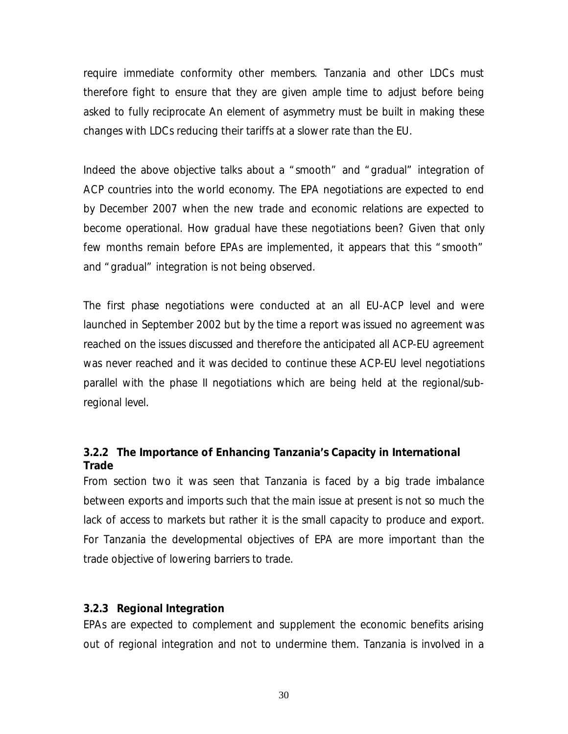require immediate conformity other members. Tanzania and other LDCs must therefore fight to ensure that they are given ample time to adjust before being asked to fully reciprocate An element of asymmetry must be built in making these changes with LDCs reducing their tariffs at a slower rate than the EU.

Indeed the above objective talks about a "smooth" and "gradual" integration of ACP countries into the world economy. The EPA negotiations are expected to end by December 2007 when the new trade and economic relations are expected to become operational. How gradual have these negotiations been? Given that only few months remain before EPAs are implemented, it appears that this "smooth" and "gradual" integration is not being observed.

The first phase negotiations were conducted at an all EU-ACP level and were launched in September 2002 but by the time a report was issued no agreement was reached on the issues discussed and therefore the anticipated all ACP-EU agreement was never reached and it was decided to continue these ACP-EU level negotiations parallel with the phase II negotiations which are being held at the regional/sub-regional level.

### 3.2.2 The Importance of Enhancing Tanzania's Capacity in International Trade

From section two it was seen that Tanzania is faced by a big trade imbalance between exports and imports such that the main issue at present is not so much the lack of access to markets but rather it is the small capacity to produce and export. For Tanzania the developmental objectives of EPA are more important than the trade objective of lowering barriers to trade.

### 3.2.3 Regional Integration

EPAs are expected to complement and supplement the economic benefits arising out of regional integration and not to undermine them. Tanzania is involved in a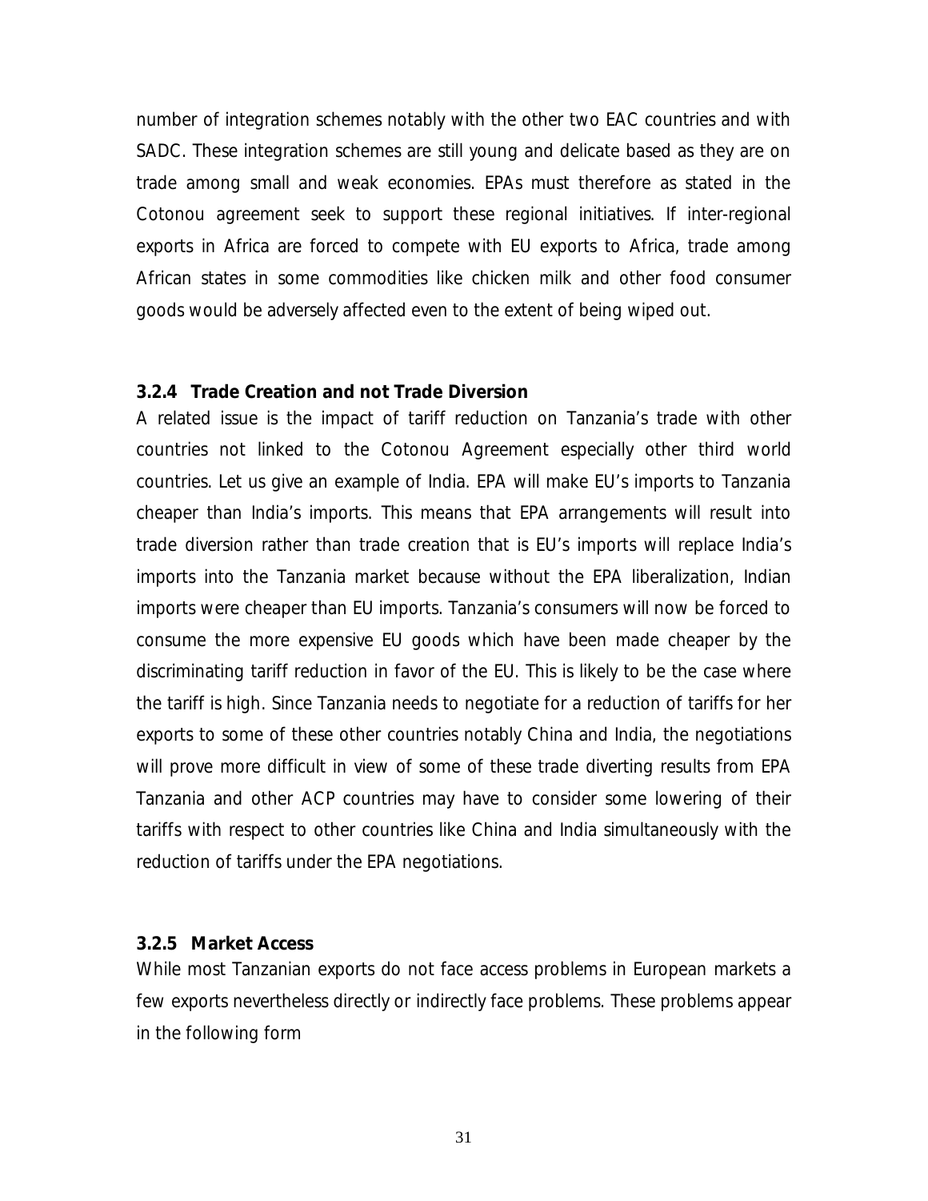number of integration schemes notably with the other two EAC countries and with SADC. These integration schemes are still young and delicate based as they are on trade among small and weak economies. EPAs must therefore as stated in the Cotonou agreement seek to support these regional initiatives. If inter-regional exports in Africa are forced to compete with EU exports to Africa, trade among African states in some commodities like chicken milk and other food consumer goods would be adversely affected even to the extent of being wiped out.

### 3.2.4 Trade Creation and not Trade Diversion

A related issue is the impact of tariff reduction on Tanzania's trade with other countries not linked to the Cotonou Agreement especially other third world countries. Let us give an example of India. EPA will make EU's imports to Tanzania cheaper than India's imports. This means that EPA arrangements will result into trade diversion rather than trade creation that is EU's imports will replace India's imports into the Tanzania market because without the EPA liberalization, Indian imports were cheaper than EU imports. Tanzania's consumers will now be forced to consume the more expensive EU goods which have been made cheaper by the discriminating tariff reduction in favor of the EU. This is likely to be the case where the tariff is high. Since Tanzania needs to negotiate for a reduction of tariffs for her exports to some of these other countries notably China and India, the negotiations will prove more difficult in view of some of these trade diverting results from EPA Tanzania and other ACP countries may have to consider some lowering of their tariffs with respect to other countries like China and India simultaneously with the reduction of tariffs under the EPA negotiations.

### 3.2.5 Market Access

While most Tanzanian exports do not face access problems in European markets a few exports nevertheless directly or indirectly face problems. These problems appear in the following form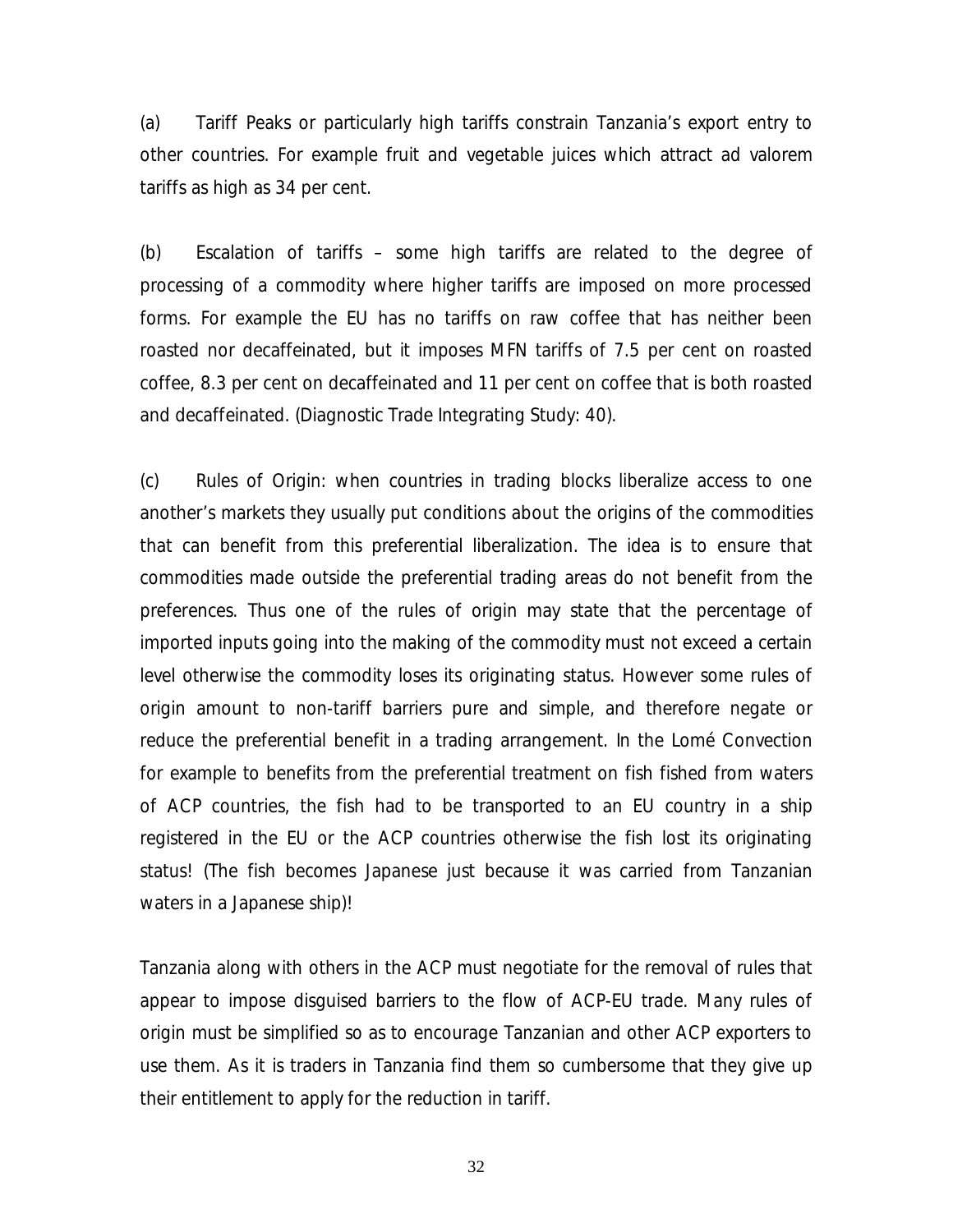(a) Tariff Peaks or particularly high tariffs constrain Tanzania's export entry to other countries. For example fruit and vegetable juices which attract ad valorem tariffs as high as 34 per cent.

(b) Escalation of tariffs – some high tariffs are related to the degree of processing of a commodity where higher tariffs are imposed on more processed forms. For example the EU has no tariffs on raw coffee that has neither been roasted nor decaffeinated, but it imposes MFN tariffs of 7.5 per cent on roasted coffee, 8.3 per cent on decaffeinated and 11 per cent on coffee that is both roasted and decaffeinated. (Diagnostic Trade Integrating Study: 40).

(c) Rules of Origin: when countries in trading blocks liberalize access to one another's markets they usually put conditions about the origins of the commodities that can benefit from this preferential liberalization. The idea is to ensure that commodities made outside the preferential trading areas do not benefit from the preferences. Thus one of the rules of origin may state that the percentage of imported inputs going into the making of the commodity must not exceed a certain level otherwise the commodity loses its originating status. However some rules of origin amount to non-tariff barriers pure and simple, and therefore negate or reduce the preferential benefit in a trading arrangement. In the Lomé Convection for example to benefits from the preferential treatment on fish fished from waters of ACP countries, the fish had to be transported to an EU country in a ship registered in the EU or the ACP countries otherwise the fish lost its originating status! (The fish becomes Japanese just because it was carried from Tanzanian waters in a Japanese ship)!

Tanzania along with others in the ACP must negotiate for the removal of rules that appear to impose disguised barriers to the flow of ACP-EU trade. Many rules of origin must be simplified so as to encourage Tanzanian and other ACP exporters to use them. As it is traders in Tanzania find them so cumbersome that they give up their entitlement to apply for the reduction in tariff.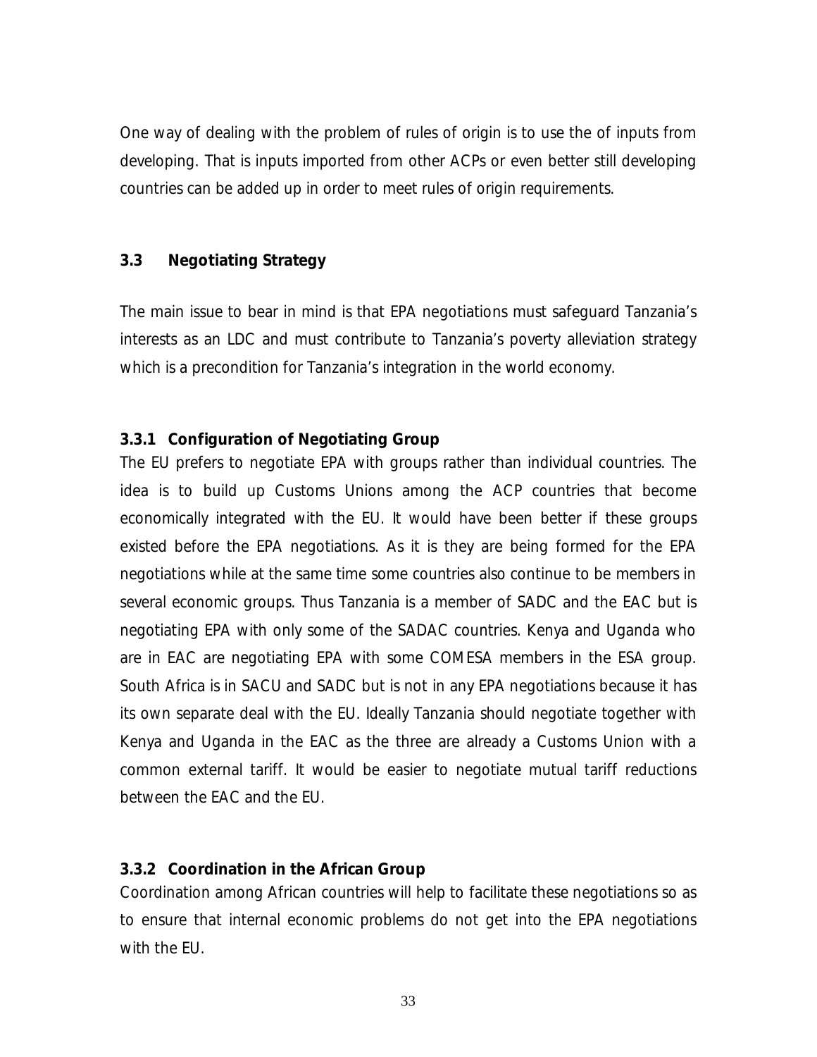One way of dealing with the problem of rules of origin is to use the of inputs from developing. That is inputs imported from other ACPs or even better still developing countries can be added up in order to meet rules of origin requirements.

### 3.3 Negotiating Strategy

The main issue to bear in mind is that EPA negotiations must safeguard Tanzania's interests as an LDC and must contribute to Tanzania's poverty alleviation strategy which is a precondition for Tanzania's integration in the world economy.

#### 3.3.1 Configuration of Negotiating Group

The EU prefers to negotiate EPA with groups rather than individual countries. The idea is to build up Customs Unions among the ACP countries that become economically integrated with the EU. It would have been better if these groups existed before the EPA negotiations. As it is they are being formed for the EPA negotiations while at the same time some countries also continue to be members in several economic groups. Thus Tanzania is a member of SADC and the EAC but is negotiating EPA with only some of the SADAC countries. Kenya and Uganda who are in EAC are negotiating EPA with some COMESA members in the ESA group. South Africa is in SACU and SADC but is not in any EPA negotiations because it has its own separate deal with the EU. Ideally Tanzania should negotiate together with Kenya and Uganda in the EAC as the three are already a Customs Union with a common external tariff. It would be easier to negotiate mutual tariff reductions between the EAC and the EU.

#### 3.3.2 Coordination in the African Group

Coordination among African countries will help to facilitate these negotiations so as to ensure that internal economic problems do not get into the EPA negotiations with the EU.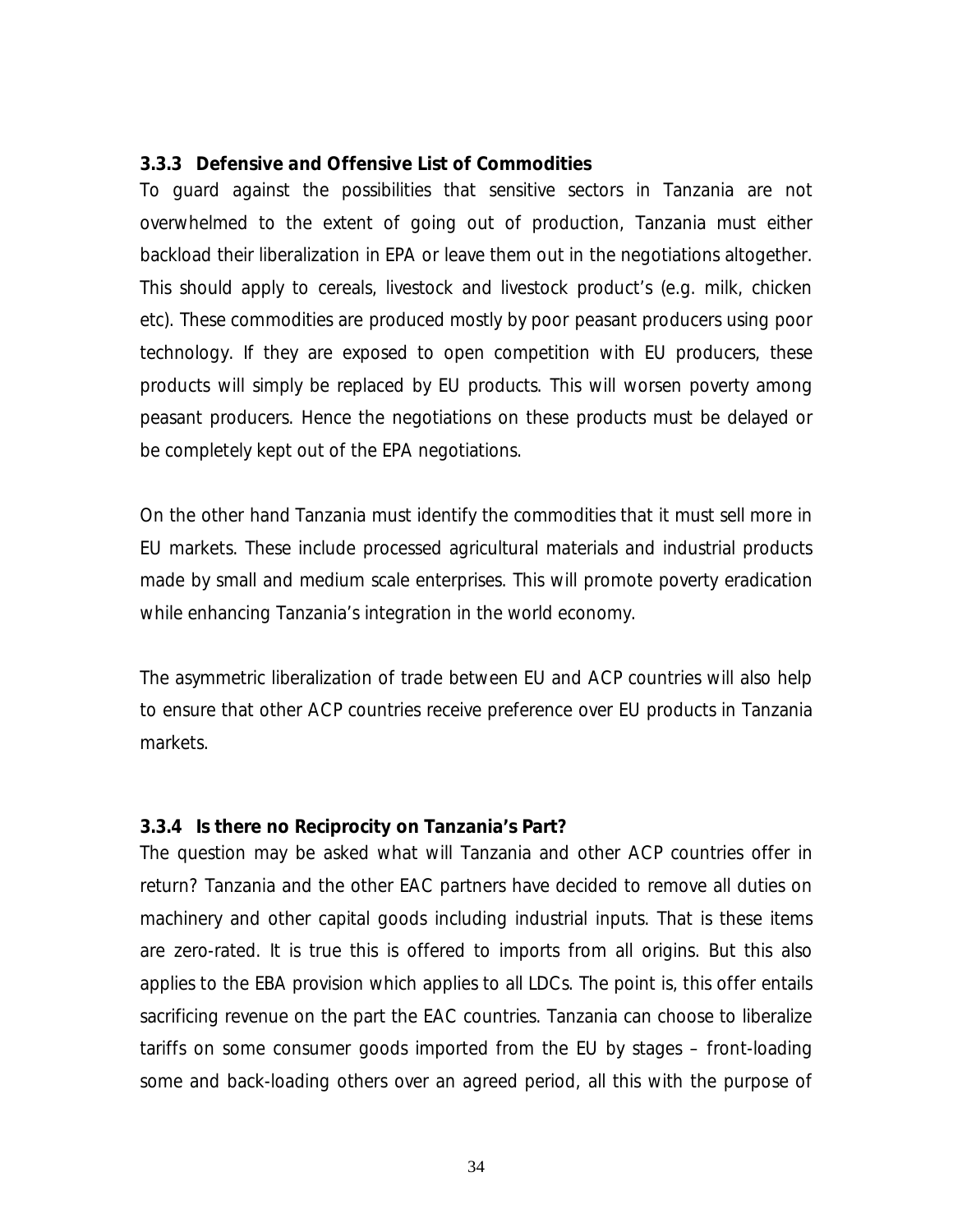### 3.3.3 Defensive and Offensive List of Commodities

To guard against the possibilities that sensitive sectors in Tanzania are not overwhelmed to the extent of going out of production, Tanzania must either backload their liberalization in EPA or leave them out in the negotiations altogether. This should apply to cereals, livestock and livestock product's (e.g. milk, chicken etc). These commodities are produced mostly by poor peasant producers using poor technology. If they are exposed to open competition with EU producers, these products will simply be replaced by EU products. This will worsen poverty among peasant producers. Hence the negotiations on these products must be delayed or be completely kept out of the EPA negotiations.

On the other hand Tanzania must identify the commodities that it must sell more in EU markets. These include processed agricultural materials and industrial products made by small and medium scale enterprises. This will promote poverty eradication while enhancing Tanzania's integration in the world economy.

The asymmetric liberalization of trade between EU and ACP countries will also help to ensure that other ACP countries receive preference over EU products in Tanzania markets.

### 3.3.4 Is there no Reciprocity on Tanzania's Part?

The question may be asked what will Tanzania and other ACP countries offer in return? Tanzania and the other EAC partners have decided to remove all duties on machinery and other capital goods including industrial inputs. That is these items are zero-rated. It is true this is offered to imports from all origins. But this also applies to the EBA provision which applies to all LDCs. The point is, this offer entails sacrificing revenue on the part the EAC countries. Tanzania can choose to liberalize tariffs on some consumer goods imported from the EU by stages – front-loading some and back-loading others over an agreed period, all this with the purpose of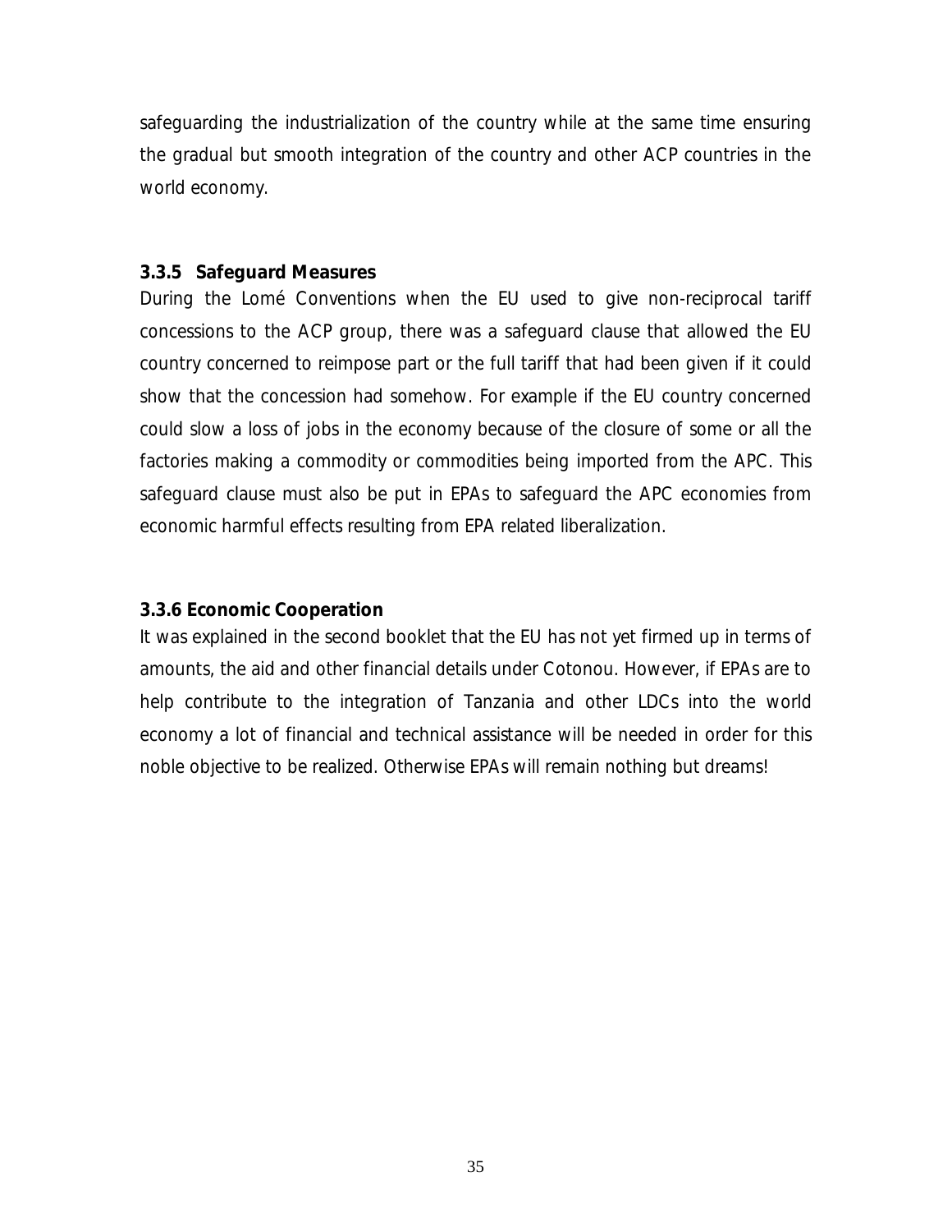safeguarding the industrialization of the country while at the same time ensuring the gradual but smooth integration of the country and other ACP countries in the world economy.

### 3.3.5 Safeguard Measures

During the Lomé Conventions when the EU used to give non-reciprocal tariff concessions to the ACP group, there was a safeguard clause that allowed the EU country concerned to reimpose part or the full tariff that had been given if it could show that the concession had somehow. For example if the EU country concerned could slow a loss of jobs in the economy because of the closure of some or all the factories making a commodity or commodities being imported from the APC. This safeguard clause must also be put in EPAs to safeguard the APC economies from economic harmful effects resulting from EPA related liberalization.

### 3.3.6 Economic Cooperation

It was explained in the second booklet that the EU has not yet firmed up in terms of amounts, the aid and other financial details under Cotonou. However, if EPAs are to help contribute to the integration of Tanzania and other LDCs into the world economy a lot of financial and technical assistance will be needed in order for this noble objective to be realized. Otherwise EPAs will remain nothing but dreams!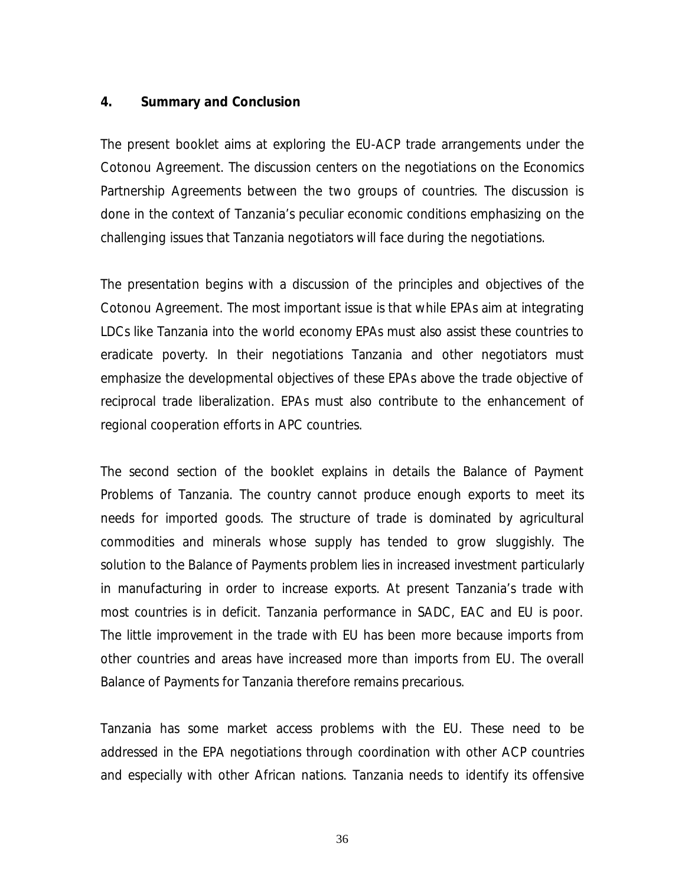## 4. Summary and Conclusion

The present booklet aims at exploring the EU-ACP trade arrangements under the Cotonou Agreement. The discussion centers on the negotiations on the Economics Partnership Agreements between the two groups of countries. The discussion is done in the context of Tanzania's peculiar economic conditions emphasizing on the challenging issues that Tanzania negotiators will face during the negotiations.

The presentation begins with a discussion of the principles and objectives of the Cotonou Agreement. The most important issue is that while EPAs aim at integrating LDCs like Tanzania into the world economy EPAs must also assist these countries to eradicate poverty. In their negotiations Tanzania and other negotiators must emphasize the developmental objectives of these EPAs above the trade objective of reciprocal trade liberalization. EPAs must also contribute to the enhancement of regional cooperation efforts in APC countries.

The second section of the booklet explains in details the Balance of Payment Problems of Tanzania. The country cannot produce enough exports to meet its needs for imported goods. The structure of trade is dominated by agricultural commodities and minerals whose supply has tended to grow sluggishly. The solution to the Balance of Payments problem lies in increased investment particularly in manufacturing in order to increase exports. At present Tanzania's trade with most countries is in deficit. Tanzania performance in SADC, EAC and EU is poor. The little improvement in the trade with EU has been more because imports from other countries and areas have increased more than imports from EU. The overall Balance of Payments for Tanzania therefore remains precarious.

Tanzania has some market access problems with the EU. These need to be addressed in the EPA negotiations through coordination with other ACP countries and especially with other African nations. Tanzania needs to identify its offensive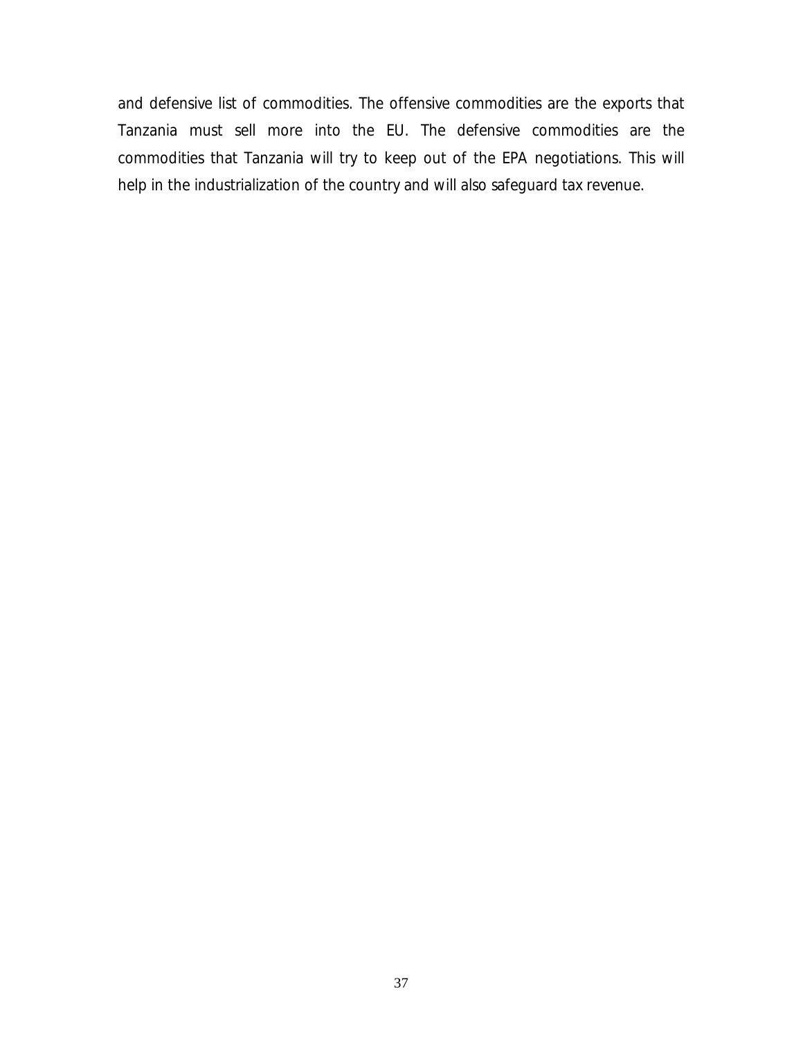and defensive list of commodities. The offensive commodities are the exports that Tanzania must sell more into the EU. The defensive commodities are the commodities that Tanzania will try to keep out of the EPA negotiations. This will help in the industrialization of the country and will also safeguard tax revenue.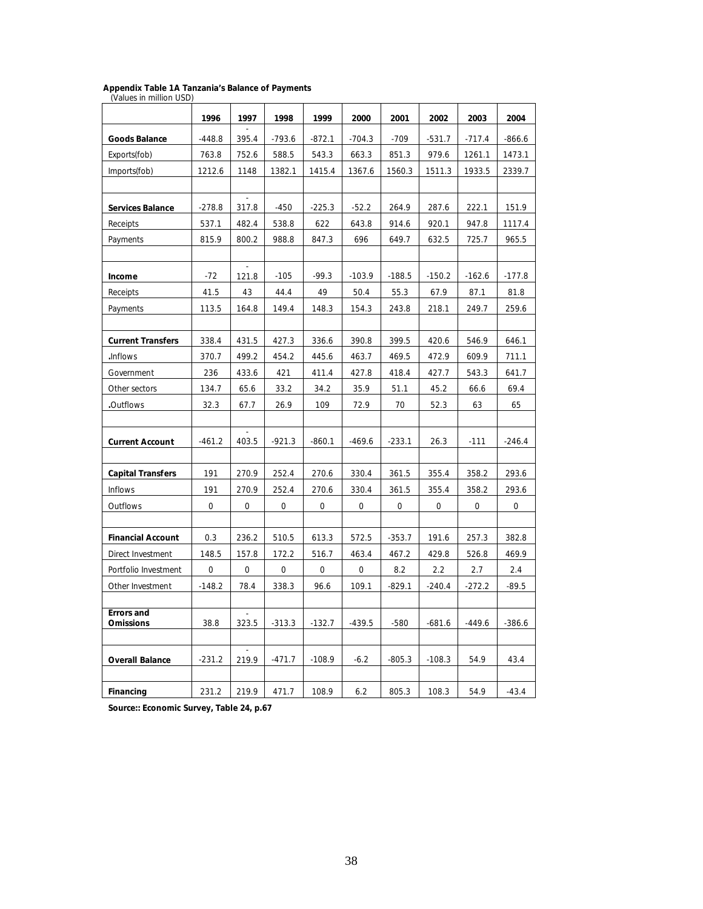**Appendix Table 1A Tanzania's Balance of Payments**
(Values in million USD)

| | 1996 | 1997 | 1998 | 1999 | 2000 | 2001 | 2002 | 2003 | 2004 |
|---|---|---|---|---|---|---|---|---|---|
| **Goods Balance** | -448.8 | -395.4 | -793.6 | -872.1 | -704.3 | -709 | -531.7 | -717.4 | -866.6 |
| Exports(fob) | 763.8 | 752.6 | 588.5 | 543.3 | 663.3 | 851.3 | 979.6 | 1261.1 | 1473.1 |
| Imports(fob) | 1212.6 | 1148 | 1382.1 | 1415.4 | 1367.6 | 1560.3 | 1511.3 | 1933.5 | 2339.7 |
| | | | | | | | | | |
| **Services Balance** | -278.8 | -317.8 | -450 | -225.3 | -52.2 | 264.9 | 287.6 | 222.1 | 151.9 |
| Receipts | 537.1 | 482.4 | 538.8 | 622 | 643.8 | 914.6 | 920.1 | 947.8 | 1117.4 |
| Payments | 815.9 | 800.2 | 988.8 | 847.3 | 696 | 649.7 | 632.5 | 725.7 | 965.5 |
| | | | | | | | | | |
| **Income** | -72 | -121.8 | -105 | -99.3 | -103.9 | -188.5 | -150.2 | -162.6 | -177.8 |
| Receipts | 41.5 | 43 | 44.4 | 49 | 50.4 | 55.3 | 67.9 | 87.1 | 81.8 |
| Payments | 113.5 | 164.8 | 149.4 | 148.3 | 154.3 | 243.8 | 218.1 | 249.7 | 259.6 |
| | | | | | | | | | |
| **Current Transfers** | 338.4 | 431.5 | 427.3 | 336.6 | 390.8 | 399.5 | 420.6 | 546.9 | 646.1 |
| .Inflows | 370.7 | 499.2 | 454.2 | 445.6 | 463.7 | 469.5 | 472.9 | 609.9 | 711.1 |
| Government | 236 | 433.6 | 421 | 411.4 | 427.8 | 418.4 | 427.7 | 543.3 | 641.7 |
| Other sectors | 134.7 | 65.6 | 33.2 | 34.2 | 35.9 | 51.1 | 45.2 | 66.6 | 69.4 |
| .Outflows | 32.3 | 67.7 | 26.9 | 109 | 72.9 | 70 | 52.3 | 63 | 65 |
| | | | | | | | | | |
| **Current Account** | -461.2 | -403.5 | -921.3 | -860.1 | -469.6 | -233.1 | 26.3 | -111 | -246.4 |
| | | | | | | | | | |
| **Capital Transfers** | 191 | 270.9 | 252.4 | 270.6 | 330.4 | 361.5 | 355.4 | 358.2 | 293.6 |
| Inflows | 191 | 270.9 | 252.4 | 270.6 | 330.4 | 361.5 | 355.4 | 358.2 | 293.6 |
| Outflows | 0 | 0 | 0 | 0 | 0 | 0 | 0 | 0 | 0 |
| | | | | | | | | | |
| **Financial Account** | 0.3 | 236.2 | 510.5 | 613.3 | 572.5 | -353.7 | 191.6 | 257.3 | 382.8 |
| Direct Investment | 148.5 | 157.8 | 172.2 | 516.7 | 463.4 | 467.2 | 429.8 | 526.8 | 469.9 |
| Portfolio Investment | 0 | 0 | 0 | 0 | 0 | 8.2 | 2.2 | 2.7 | 2.4 |
| Other Investment | -148.2 | 78.4 | 338.3 | 96.6 | 109.1 | -829.1 | -240.4 | -272.2 | -89.5 |
| | | | | | | | | | |
| **Errors and Omissions** | 38.8 | -323.5 | -313.3 | -132.7 | -439.5 | -580 | -681.6 | -449.6 | -386.6 |
| | | | | | | | | | |
| **Overall Balance** | -231.2 | -219.9 | -471.7 | -108.9 | -6.2 | -805.3 | -108.3 | 54.9 | 43.4 |
| | | | | | | | | | |
| **Financing** | 231.2 | 219.9 | 471.7 | 108.9 | 6.2 | 805.3 | 108.3 | 54.9 | -43.4 |

**Source:: Economic Survey, Table 24, p.67**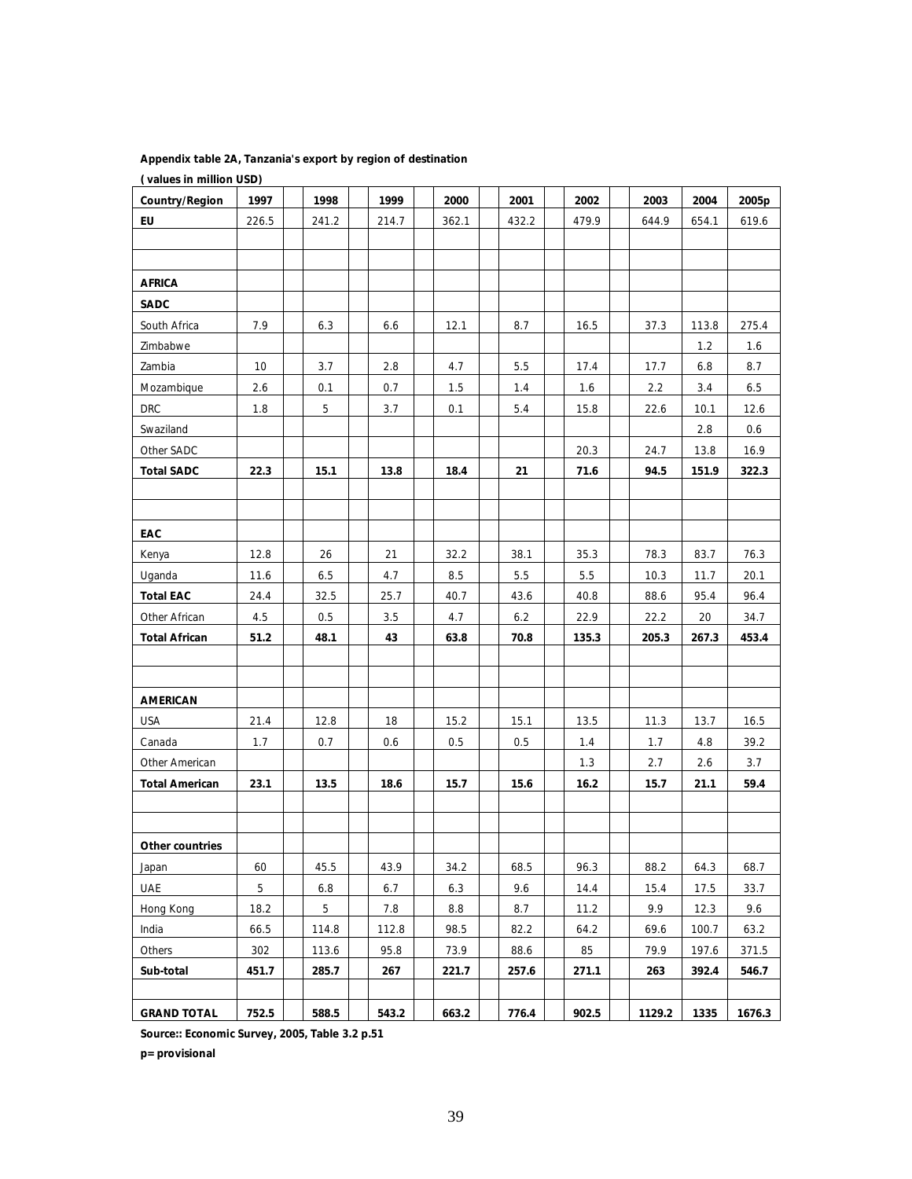**Appendix table 2A, Tanzania's export by region of destination**

**( values in million USD)**

| Country/Region | 1997 | 1998 | 1999 | 2000 | 2001 | 2002 | 2003 | 2004 | 2005p |
|---|---|---|---|---|---|---|---|---|---|
| **EU** | 226.5 | 241.2 | 214.7 | 362.1 | 432.2 | 479.9 | 644.9 | 654.1 | 619.6 |
| | | | | | | | | | |
| | | | | | | | | | |
| **AFRICA** | | | | | | | | | |
| **SADC** | | | | | | | | | |
| South Africa | 7.9 | 6.3 | 6.6 | 12.1 | 8.7 | 16.5 | 37.3 | 113.8 | 275.4 |
| Zimbabwe | | | | | | | | 1.2 | 1.6 |
| Zambia | 10 | 3.7 | 2.8 | 4.7 | 5.5 | 17.4 | 17.7 | 6.8 | 8.7 |
| Mozambique | 2.6 | 0.1 | 0.7 | 1.5 | 1.4 | 1.6 | 2.2 | 3.4 | 6.5 |
| DRC | 1.8 | 5 | 3.7 | 0.1 | 5.4 | 15.8 | 22.6 | 10.1 | 12.6 |
| Swaziland | | | | | | | | 2.8 | 0.6 |
| Other SADC | | | | | | 20.3 | 24.7 | 13.8 | 16.9 |
| **Total SADC** | **22.3** | **15.1** | **13.8** | **18.4** | **21** | **71.6** | **94.5** | **151.9** | **322.3** |
| | | | | | | | | | |
| | | | | | | | | | |
| **EAC** | | | | | | | | | |
| Kenya | 12.8 | 26 | 21 | 32.2 | 38.1 | 35.3 | 78.3 | 83.7 | 76.3 |
| Uganda | 11.6 | 6.5 | 4.7 | 8.5 | 5.5 | 5.5 | 10.3 | 11.7 | 20.1 |
| **Total EAC** | 24.4 | 32.5 | 25.7 | 40.7 | 43.6 | 40.8 | 88.6 | 95.4 | 96.4 |
| Other African | 4.5 | 0.5 | 3.5 | 4.7 | 6.2 | 22.9 | 22.2 | 20 | 34.7 |
| **Total African** | **51.2** | **48.1** | **43** | **63.8** | **70.8** | **135.3** | **205.3** | **267.3** | **453.4** |
| | | | | | | | | | |
| | | | | | | | | | |
| **AMERICAN** | | | | | | | | | |
| USA | 21.4 | 12.8 | 18 | 15.2 | 15.1 | 13.5 | 11.3 | 13.7 | 16.5 |
| Canada | 1.7 | 0.7 | 0.6 | 0.5 | 0.5 | 1.4 | 1.7 | 4.8 | 39.2 |
| Other American | | | | | | 1.3 | 2.7 | 2.6 | 3.7 |
| **Total American** | **23.1** | **13.5** | **18.6** | **15.7** | **15.6** | **16.2** | **15.7** | **21.1** | **59.4** |
| | | | | | | | | | |
| | | | | | | | | | |
| **Other countries** | | | | | | | | | |
| Japan | 60 | 45.5 | 43.9 | 34.2 | 68.5 | 96.3 | 88.2 | 64.3 | 68.7 |
| UAE | 5 | 6.8 | 6.7 | 6.3 | 9.6 | 14.4 | 15.4 | 17.5 | 33.7 |
| Hong Kong | 18.2 | 5 | 7.8 | 8.8 | 8.7 | 11.2 | 9.9 | 12.3 | 9.6 |
| India | 66.5 | 114.8 | 112.8 | 98.5 | 82.2 | 64.2 | 69.6 | 100.7 | 63.2 |
| Others | 302 | 113.6 | 95.8 | 73.9 | 88.6 | 85 | 79.9 | 197.6 | 371.5 |
| **Sub-total** | **451.7** | **285.7** | **267** | **221.7** | **257.6** | **271.1** | **263** | **392.4** | **546.7** |
| | | | | | | | | | |
| **GRAND TOTAL** | **752.5** | **588.5** | **543.2** | **663.2** | **776.4** | **902.5** | **1129.2** | **1335** | **1676.3** |

**Source:: Economic Survey, 2005, Table 3.2 p.51**

**p= provisional**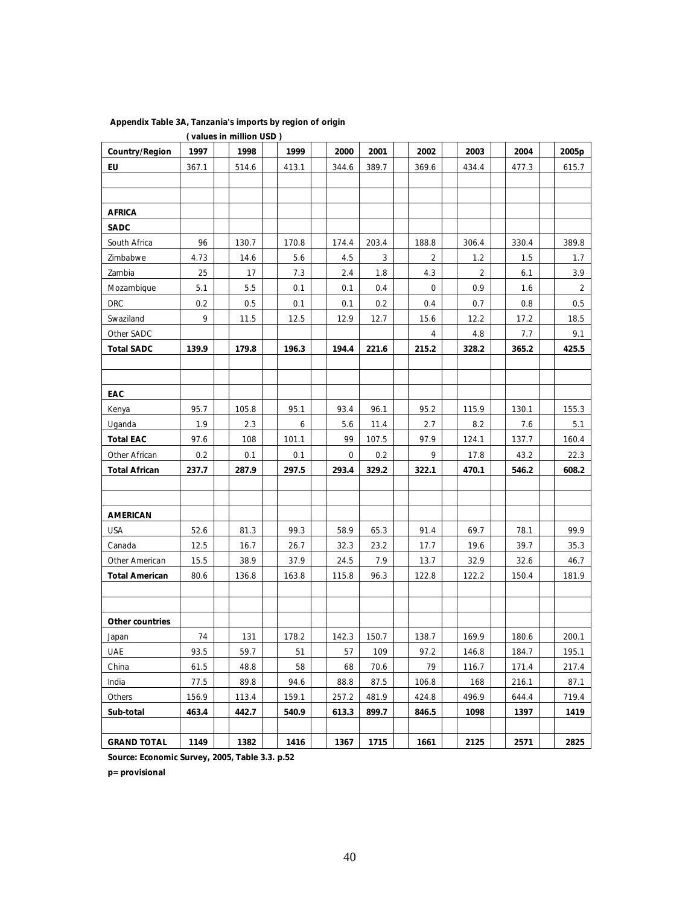**Appendix Table 3A, Tanzania's imports by region of origin**

**( values in million USD )**

| Country/Region | 1997 | 1998 | 1999 | 2000 | 2001 | 2002 | 2003 | 2004 | 2005p |
|---|---|---|---|---|---|---|---|---|---|
| **EU** | 367.1 | 514.6 | 413.1 | 344.6 | 389.7 | 369.6 | 434.4 | 477.3 | 615.7 |
| | | | | | | | | | |
| | | | | | | | | | |
| **AFRICA** | | | | | | | | | |
| **SADC** | | | | | | | | | |
| South Africa | 96 | 130.7 | 170.8 | 174.4 | 203.4 | 188.8 | 306.4 | 330.4 | 389.8 |
| Zimbabwe | 4.73 | 14.6 | 5.6 | 4.5 | 3 | 2 | 1.2 | 1.5 | 1.7 |
| Zambia | 25 | 17 | 7.3 | 2.4 | 1.8 | 4.3 | 2 | 6.1 | 3.9 |
| Mozambique | 5.1 | 5.5 | 0.1 | 0.1 | 0.4 | 0 | 0.9 | 1.6 | 2 |
| DRC | 0.2 | 0.5 | 0.1 | 0.1 | 0.2 | 0.4 | 0.7 | 0.8 | 0.5 |
| Swaziland | 9 | 11.5 | 12.5 | 12.9 | 12.7 | 15.6 | 12.2 | 17.2 | 18.5 |
| Other SADC | | | | | | 4 | 4.8 | 7.7 | 9.1 |
| **Total SADC** | **139.9** | **179.8** | **196.3** | **194.4** | **221.6** | **215.2** | **328.2** | **365.2** | **425.5** |
| | | | | | | | | | |
| | | | | | | | | | |
| **EAC** | | | | | | | | | |
| Kenya | 95.7 | 105.8 | 95.1 | 93.4 | 96.1 | 95.2 | 115.9 | 130.1 | 155.3 |
| Uganda | 1.9 | 2.3 | 6 | 5.6 | 11.4 | 2.7 | 8.2 | 7.6 | 5.1 |
| **Total EAC** | **97.6** | **108** | **101.1** | **99** | **107.5** | **97.9** | **124.1** | **137.7** | **160.4** |
| Other African | 0.2 | 0.1 | 0.1 | 0 | 0.2 | 9 | 17.8 | 43.2 | 22.3 |
| **Total African** | **237.7** | **287.9** | **297.5** | **293.4** | **329.2** | **322.1** | **470.1** | **546.2** | **608.2** |
| | | | | | | | | | |
| | | | | | | | | | |
| **AMERICAN** | | | | | | | | | |
| USA | 52.6 | 81.3 | 99.3 | 58.9 | 65.3 | 91.4 | 69.7 | 78.1 | 99.9 |
| Canada | 12.5 | 16.7 | 26.7 | 32.3 | 23.2 | 17.7 | 19.6 | 39.7 | 35.3 |
| Other American | 15.5 | 38.9 | 37.9 | 24.5 | 7.9 | 13.7 | 32.9 | 32.6 | 46.7 |
| **Total American** | **80.6** | **136.8** | **163.8** | **115.8** | **96.3** | **122.8** | **122.2** | **150.4** | **181.9** |
| | | | | | | | | | |
| | | | | | | | | | |
| **Other countries** | | | | | | | | | |
| Japan | 74 | 131 | 178.2 | 142.3 | 150.7 | 138.7 | 169.9 | 180.6 | 200.1 |
| UAE | 93.5 | 59.7 | 51 | 57 | 109 | 97.2 | 146.8 | 184.7 | 195.1 |
| China | 61.5 | 48.8 | 58 | 68 | 70.6 | 79 | 116.7 | 171.4 | 217.4 |
| India | 77.5 | 89.8 | 94.6 | 88.8 | 87.5 | 106.8 | 168 | 216.1 | 87.1 |
| Others | 156.9 | 113.4 | 159.1 | 257.2 | 481.9 | 424.8 | 496.9 | 644.4 | 719.4 |
| **Sub-total** | **463.4** | **442.7** | **540.9** | **613.3** | **899.7** | **846.5** | **1098** | **1397** | **1419** |
| | | | | | | | | | |
| **GRAND TOTAL** | **1149** | **1382** | **1416** | **1367** | **1715** | **1661** | **2125** | **2571** | **2825** |

**Source: Economic Survey, 2005, Table 3.3. p.52**

**p= provisional**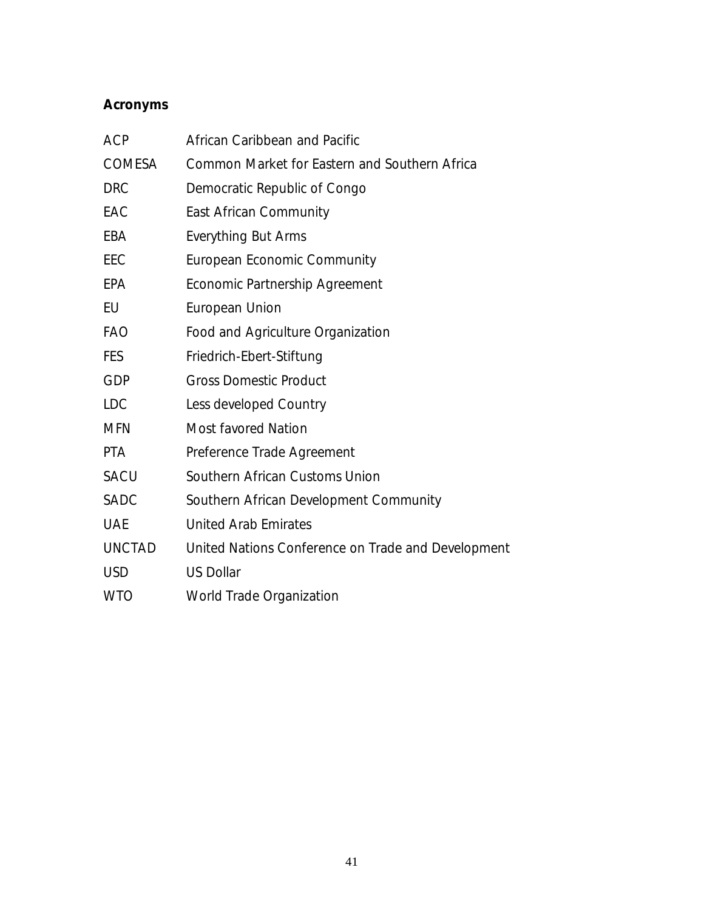## Acronyms

| | |
|---|---|
| ACP | African Caribbean and Pacific |
| COMESA | Common Market for Eastern and Southern Africa |
| DRC | Democratic Republic of Congo |
| EAC | East African Community |
| EBA | Everything But Arms |
| EEC | European Economic Community |
| EPA | Economic Partnership Agreement |
| EU | European Union |
| FAO | Food and Agriculture Organization |
| FES | Friedrich-Ebert-Stiftung |
| GDP | Gross Domestic Product |
| LDC | Less developed Country |
| MFN | Most favored Nation |
| PTA | Preference Trade Agreement |
| SACU | Southern African Customs Union |
| SADC | Southern African Development Community |
| UAE | United Arab Emirates |
| UNCTAD | United Nations Conference on Trade and Development |
| USD | US Dollar |
| WTO | World Trade Organization |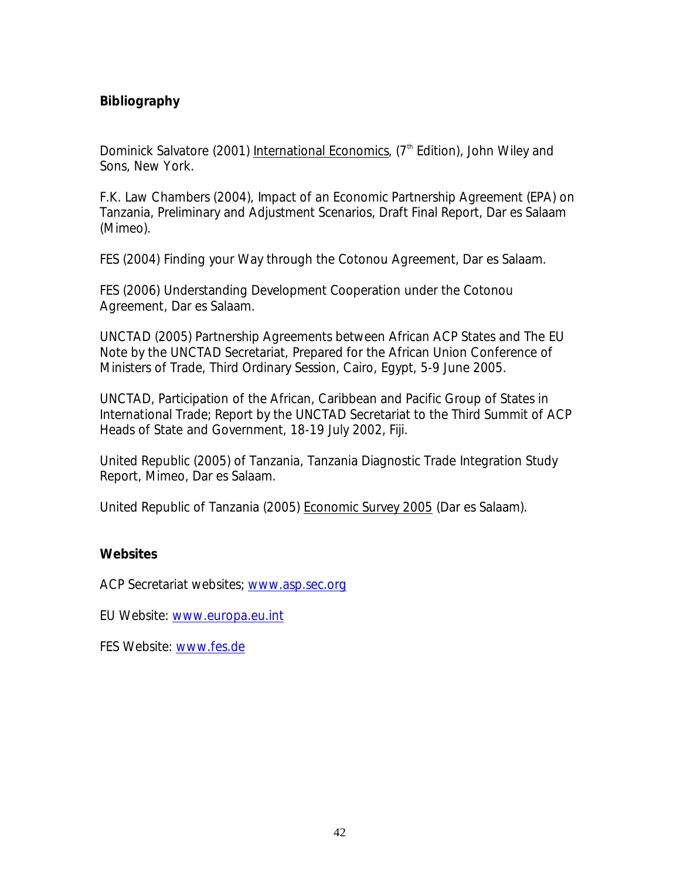## Bibliography

Dominick Salvatore (2001) International Economics, (7th Edition), John Wiley and Sons, New York.

F.K. Law Chambers (2004), Impact of an Economic Partnership Agreement (EPA) on Tanzania, Preliminary and Adjustment Scenarios, Draft Final Report, Dar es Salaam (Mimeo).

FES (2004) Finding your Way through the Cotonou Agreement, Dar es Salaam.

FES (2006) Understanding Development Cooperation under the Cotonou Agreement, Dar es Salaam.

UNCTAD (2005) Partnership Agreements between African ACP States and The EU Note by the UNCTAD Secretariat, Prepared for the African Union Conference of Ministers of Trade, Third Ordinary Session, Cairo, Egypt, 5-9 June 2005.

UNCTAD, Participation of the African, Caribbean and Pacific Group of States in International Trade; Report by the UNCTAD Secretariat to the Third Summit of ACP Heads of State and Government, 18-19 July 2002, Fiji.

United Republic (2005) of Tanzania, Tanzania Diagnostic Trade Integration Study Report, Mimeo, Dar es Salaam.

United Republic of Tanzania (2005) Economic Survey 2005 (Dar es Salaam).

## Websites

ACP Secretariat websites; www.asp.sec.org

EU Website: www.europa.eu.int

FES Website: www.fes.de